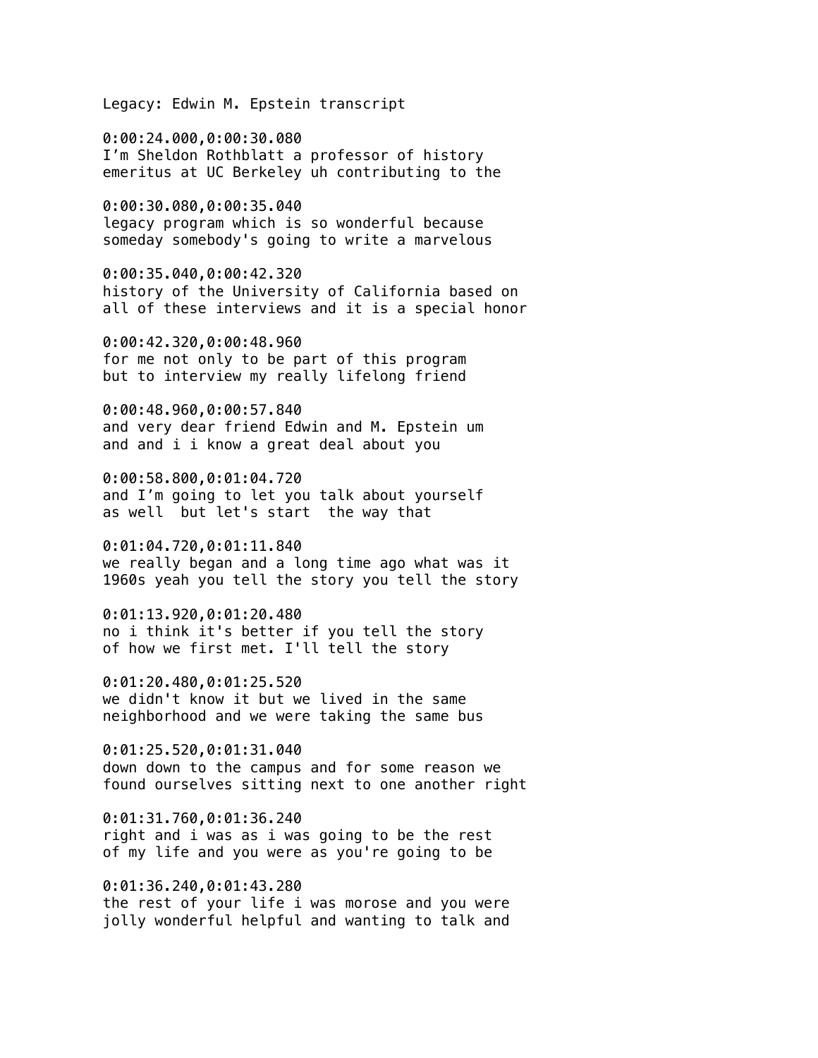Legacy: Edwin M. Epstein transcript

0:00:24.000,0:00:30.080
I’m Sheldon Rothblatt a professor of history
emeritus at UC Berkeley uh contributing to the

0:00:30.080,0:00:35.040
legacy program which is so wonderful because
someday somebody's going to write a marvelous

0:00:35.040,0:00:42.320
history of the University of California based on
all of these interviews and it is a special honor

0:00:42.320,0:00:48.960
for me not only to be part of this program
but to interview my really lifelong friend

0:00:48.960,0:00:57.840
and very dear friend Edwin and M. Epstein um
and and i i know a great deal about you

0:00:58.800,0:01:04.720
and I’m going to let you talk about yourself
as well but let's start the way that

0:01:04.720,0:01:11.840
we really began and a long time ago what was it
1960s yeah you tell the story you tell the story

0:01:13.920,0:01:20.480
no i think it's better if you tell the story
of how we first met. I'll tell the story

0:01:20.480,0:01:25.520
we didn't know it but we lived in the same
neighborhood and we were taking the same bus

0:01:25.520,0:01:31.040
down down to the campus and for some reason we
found ourselves sitting next to one another right

0:01:31.760,0:01:36.240
right and i was as i was going to be the rest
of my life and you were as you're going to be

0:01:36.240,0:01:43.280
the rest of your life i was morose and you were
jolly wonderful helpful and wanting to talk and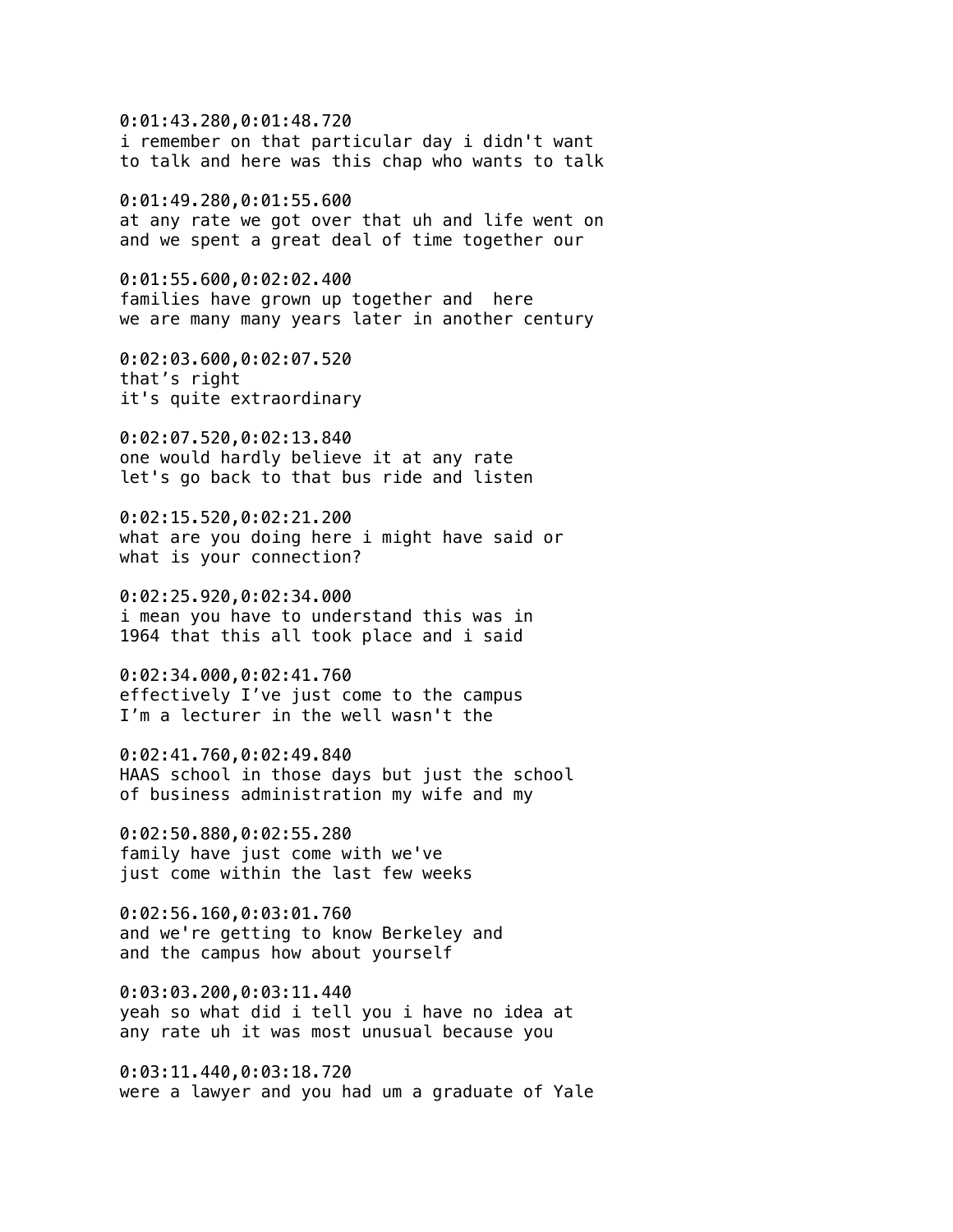0:01:43.280,0:01:48.720
i remember on that particular day i didn't want
to talk and here was this chap who wants to talk

0:01:49.280,0:01:55.600
at any rate we got over that uh and life went on
and we spent a great deal of time together our

0:01:55.600,0:02:02.400
families have grown up together and  here
we are many many years later in another century

0:02:03.600,0:02:07.520
that’s right
it's quite extraordinary

0:02:07.520,0:02:13.840
one would hardly believe it at any rate
let's go back to that bus ride and listen

0:02:15.520,0:02:21.200
what are you doing here i might have said or
what is your connection?

0:02:25.920,0:02:34.000
i mean you have to understand this was in
1964 that this all took place and i said

0:02:34.000,0:02:41.760
effectively I’ve just come to the campus
I’m a lecturer in the well wasn't the

0:02:41.760,0:02:49.840
HAAS school in those days but just the school
of business administration my wife and my

0:02:50.880,0:02:55.280
family have just come with we've
just come within the last few weeks

0:02:56.160,0:03:01.760
and we're getting to know Berkeley and
and the campus how about yourself

0:03:03.200,0:03:11.440
yeah so what did i tell you i have no idea at
any rate uh it was most unusual because you

0:03:11.440,0:03:18.720
were a lawyer and you had um a graduate of Yale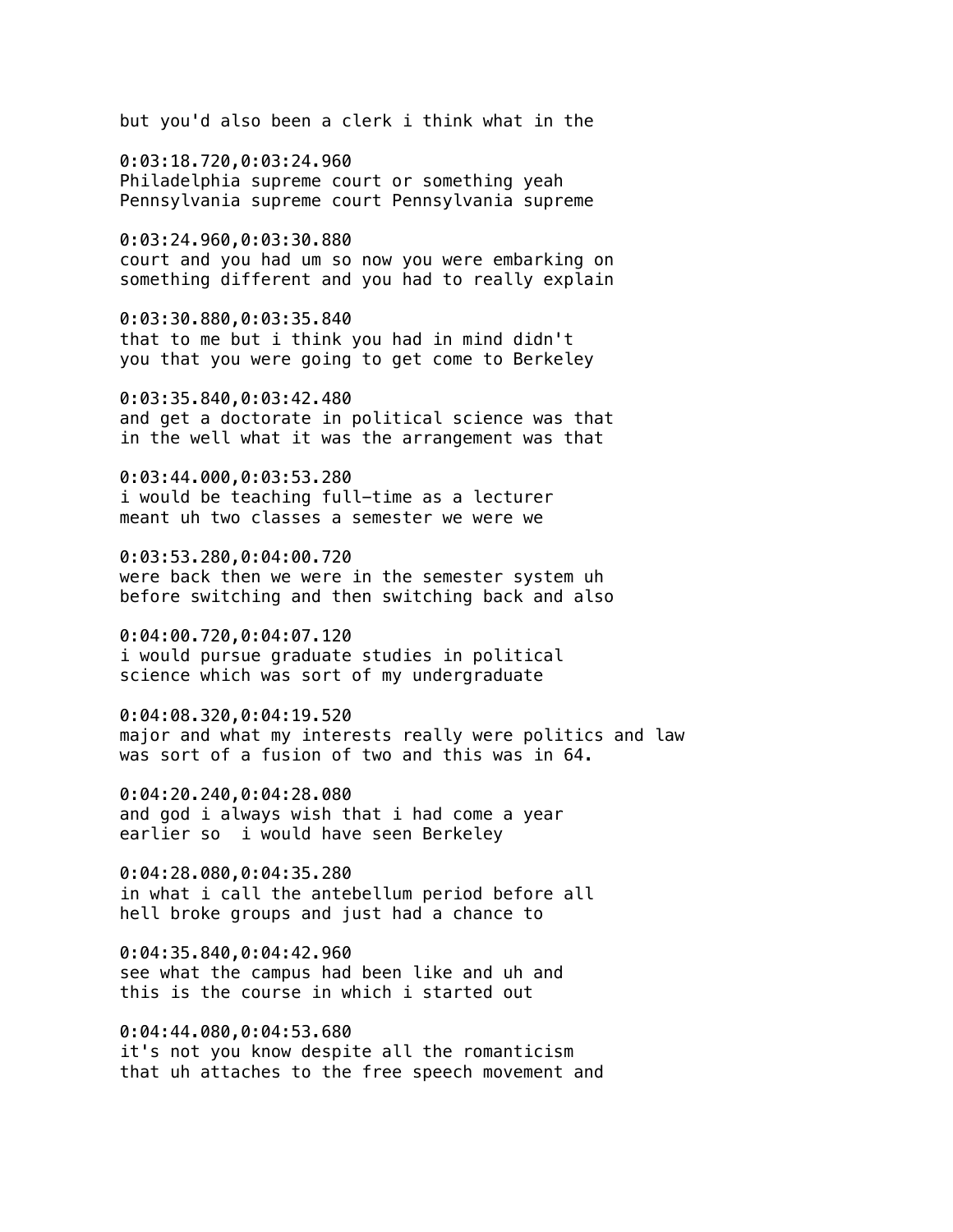but you'd also been a clerk i think what in the

0:03:18.720,0:03:24.960
Philadelphia supreme court or something yeah
Pennsylvania supreme court Pennsylvania supreme

0:03:24.960,0:03:30.880
court and you had um so now you were embarking on
something different and you had to really explain

0:03:30.880,0:03:35.840
that to me but i think you had in mind didn't
you that you were going to get come to Berkeley

0:03:35.840,0:03:42.480
and get a doctorate in political science was that
in the well what it was the arrangement was that

0:03:44.000,0:03:53.280
i would be teaching full-time as a lecturer
meant uh two classes a semester we were we

0:03:53.280,0:04:00.720
were back then we were in the semester system uh
before switching and then switching back and also

0:04:00.720,0:04:07.120
i would pursue graduate studies in political
science which was sort of my undergraduate

0:04:08.320,0:04:19.520
major and what my interests really were politics and law
was sort of a fusion of two and this was in 64.

0:04:20.240,0:04:28.080
and god i always wish that i had come a year
earlier so  i would have seen Berkeley

0:04:28.080,0:04:35.280
in what i call the antebellum period before all
hell broke groups and just had a chance to

0:04:35.840,0:04:42.960
see what the campus had been like and uh and
this is the course in which i started out

0:04:44.080,0:04:53.680
it's not you know despite all the romanticism
that uh attaches to the free speech movement and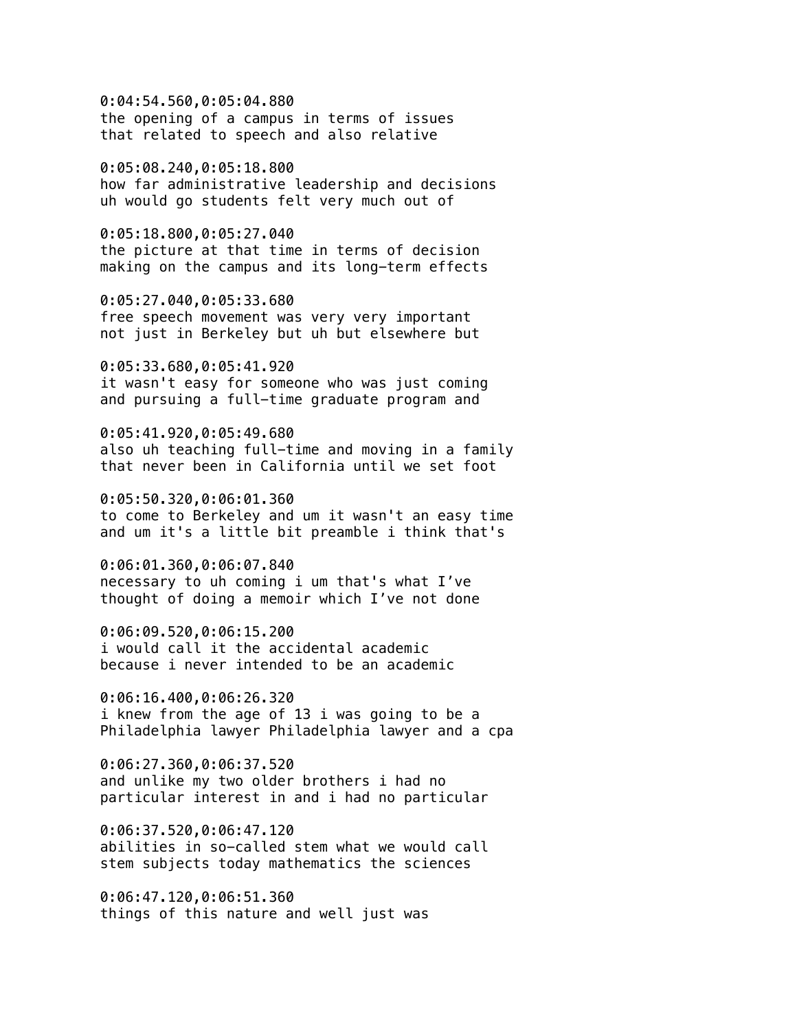0:04:54.560,0:05:04.880
the opening of a campus in terms of issues
that related to speech and also relative

0:05:08.240,0:05:18.800
how far administrative leadership and decisions
uh would go students felt very much out of

0:05:18.800,0:05:27.040
the picture at that time in terms of decision
making on the campus and its long-term effects

0:05:27.040,0:05:33.680
free speech movement was very very important
not just in Berkeley but uh but elsewhere but

0:05:33.680,0:05:41.920
it wasn't easy for someone who was just coming
and pursuing a full-time graduate program and

0:05:41.920,0:05:49.680
also uh teaching full-time and moving in a family
that never been in California until we set foot

0:05:50.320,0:06:01.360
to come to Berkeley and um it wasn't an easy time
and um it's a little bit preamble i think that's

0:06:01.360,0:06:07.840
necessary to uh coming i um that's what I've
thought of doing a memoir which I've not done

0:06:09.520,0:06:15.200
i would call it the accidental academic
because i never intended to be an academic

0:06:16.400,0:06:26.320
i knew from the age of 13 i was going to be a
Philadelphia lawyer Philadelphia lawyer and a cpa

0:06:27.360,0:06:37.520
and unlike my two older brothers i had no
particular interest in and i had no particular

0:06:37.520,0:06:47.120
abilities in so-called stem what we would call
stem subjects today mathematics the sciences

0:06:47.120,0:06:51.360
things of this nature and well just was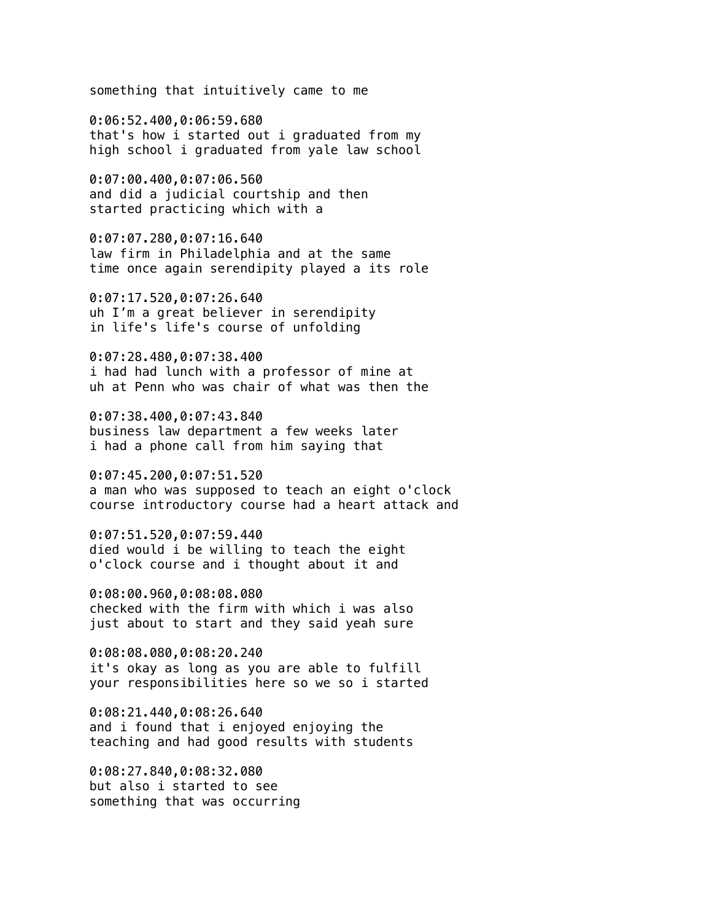something that intuitively came to me

0:06:52.400,0:06:59.680
that's how i started out i graduated from my
high school i graduated from yale law school

0:07:00.400,0:07:06.560
and did a judicial courtship and then
started practicing which with a

0:07:07.280,0:07:16.640
law firm in Philadelphia and at the same
time once again serendipity played a its role

0:07:17.520,0:07:26.640
uh I'm a great believer in serendipity
in life's life's course of unfolding

0:07:28.480,0:07:38.400
i had had lunch with a professor of mine at
uh at Penn who was chair of what was then the

0:07:38.400,0:07:43.840
business law department a few weeks later
i had a phone call from him saying that

0:07:45.200,0:07:51.520
a man who was supposed to teach an eight o'clock
course introductory course had a heart attack and

0:07:51.520,0:07:59.440
died would i be willing to teach the eight
o'clock course and i thought about it and

0:08:00.960,0:08:08.080
checked with the firm with which i was also
just about to start and they said yeah sure

0:08:08.080,0:08:20.240
it's okay as long as you are able to fulfill
your responsibilities here so we so i started

0:08:21.440,0:08:26.640
and i found that i enjoyed enjoying the
teaching and had good results with students

0:08:27.840,0:08:32.080
but also i started to see
something that was occurring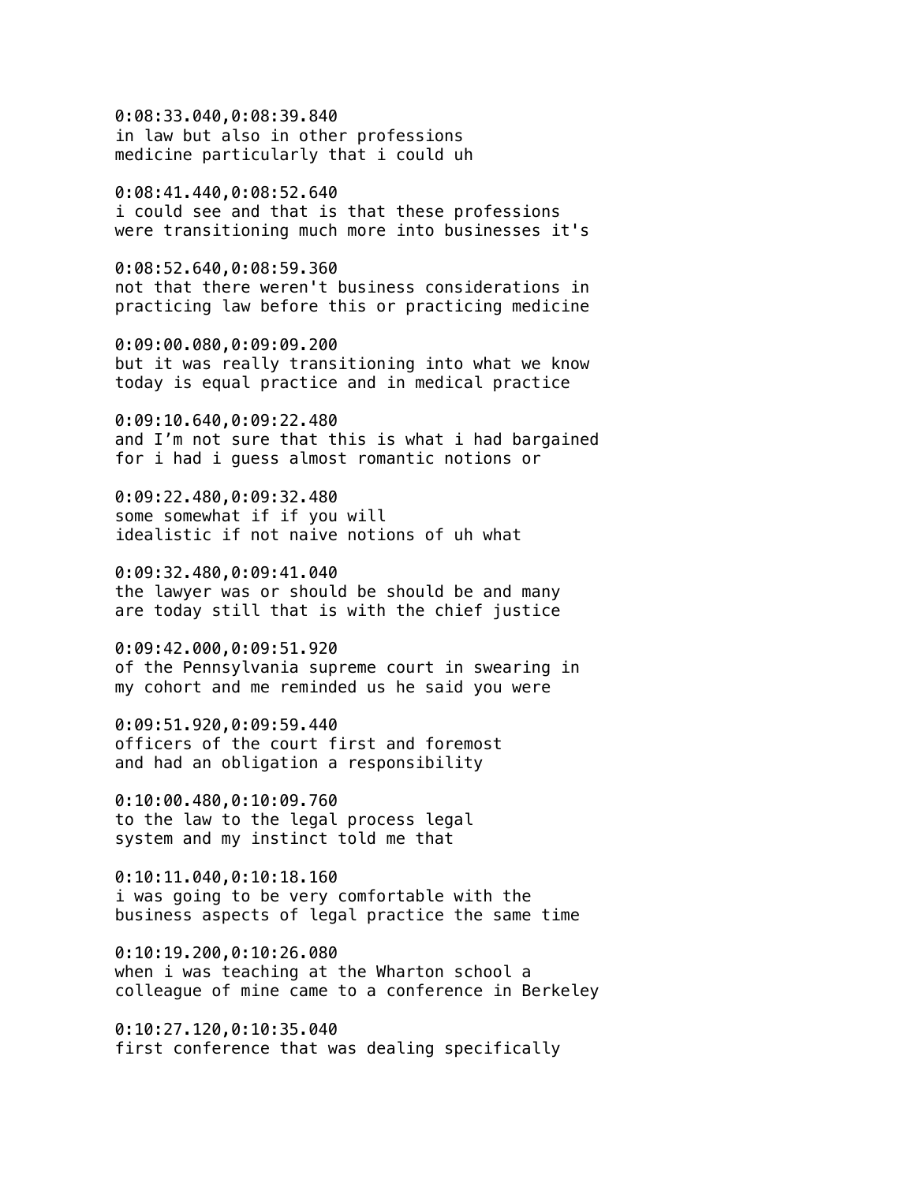0:08:33.040,0:08:39.840
in law but also in other professions
medicine particularly that i could uh

0:08:41.440,0:08:52.640
i could see and that is that these professions
were transitioning much more into businesses it's

0:08:52.640,0:08:59.360
not that there weren't business considerations in
practicing law before this or practicing medicine

0:09:00.080,0:09:09.200
but it was really transitioning into what we know
today is equal practice and in medical practice

0:09:10.640,0:09:22.480
and I'm not sure that this is what i had bargained
for i had i guess almost romantic notions or

0:09:22.480,0:09:32.480
some somewhat if if you will
idealistic if not naive notions of uh what

0:09:32.480,0:09:41.040
the lawyer was or should be should be and many
are today still that is with the chief justice

0:09:42.000,0:09:51.920
of the Pennsylvania supreme court in swearing in
my cohort and me reminded us he said you were

0:09:51.920,0:09:59.440
officers of the court first and foremost
and had an obligation a responsibility

0:10:00.480,0:10:09.760
to the law to the legal process legal
system and my instinct told me that

0:10:11.040,0:10:18.160
i was going to be very comfortable with the
business aspects of legal practice the same time

0:10:19.200,0:10:26.080
when i was teaching at the Wharton school a
colleague of mine came to a conference in Berkeley

0:10:27.120,0:10:35.040
first conference that was dealing specifically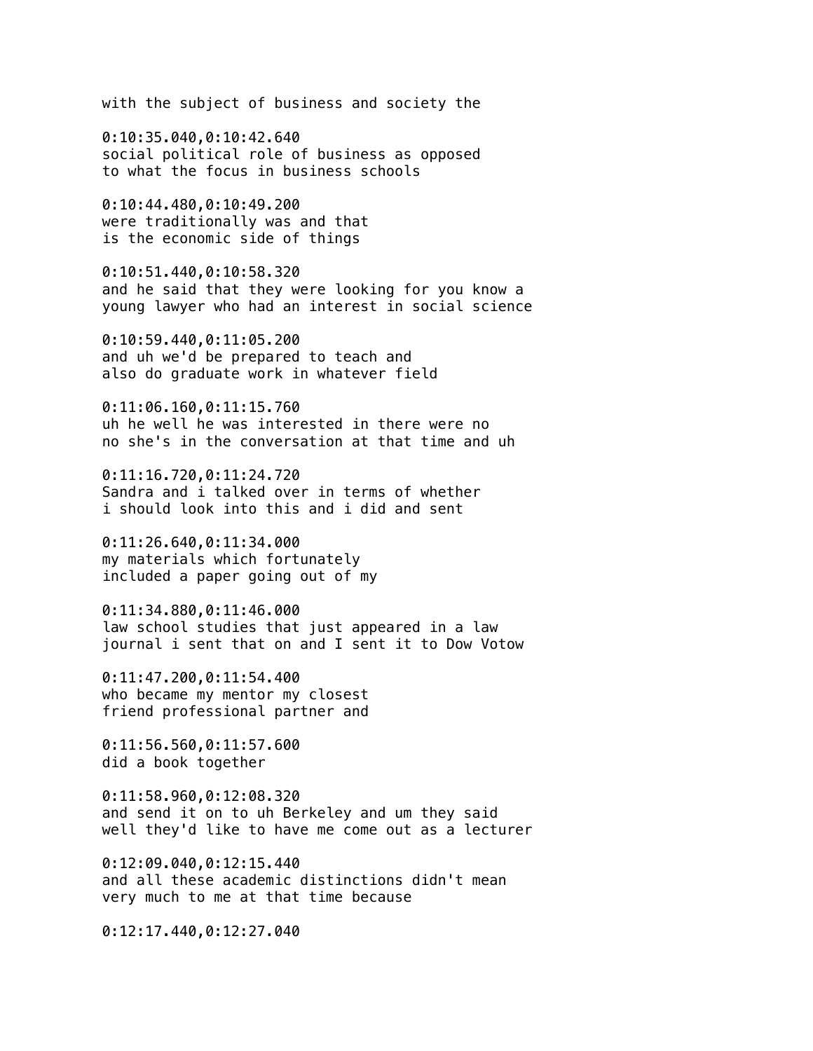with the subject of business and society the

0:10:35.040,0:10:42.640
social political role of business as opposed
to what the focus in business schools

0:10:44.480,0:10:49.200
were traditionally was and that
is the economic side of things

0:10:51.440,0:10:58.320
and he said that they were looking for you know a
young lawyer who had an interest in social science

0:10:59.440,0:11:05.200
and uh we'd be prepared to teach and
also do graduate work in whatever field

0:11:06.160,0:11:15.760
uh he well he was interested in there were no
no she's in the conversation at that time and uh

0:11:16.720,0:11:24.720
Sandra and i talked over in terms of whether
i should look into this and i did and sent

0:11:26.640,0:11:34.000
my materials which fortunately
included a paper going out of my

0:11:34.880,0:11:46.000
law school studies that just appeared in a law
journal i sent that on and I sent it to Dow Votow

0:11:47.200,0:11:54.400
who became my mentor my closest
friend professional partner and

0:11:56.560,0:11:57.600
did a book together

0:11:58.960,0:12:08.320
and send it on to uh Berkeley and um they said
well they'd like to have me come out as a lecturer

0:12:09.040,0:12:15.440
and all these academic distinctions didn't mean
very much to me at that time because

0:12:17.440,0:12:27.040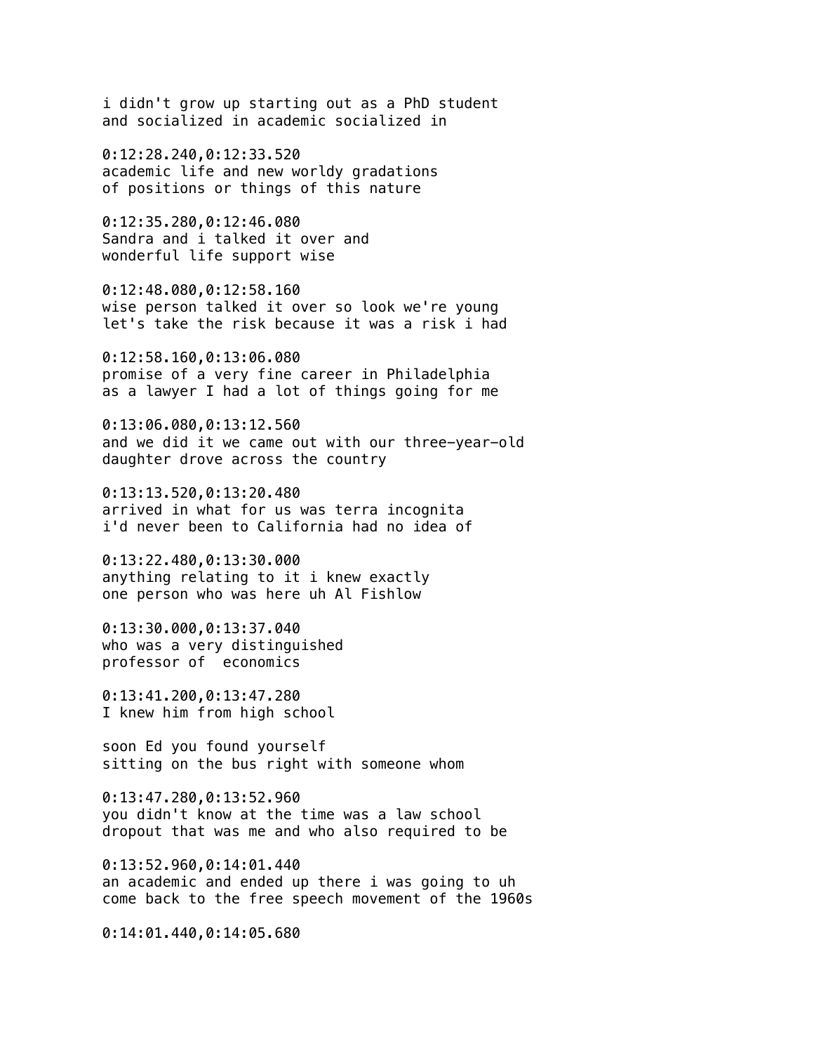i didn't grow up starting out as a PhD student
and socialized in academic socialized in

0:12:28.240,0:12:33.520
academic life and new worldy gradations
of positions or things of this nature

0:12:35.280,0:12:46.080
Sandra and i talked it over and
wonderful life support wise

0:12:48.080,0:12:58.160
wise person talked it over so look we're young
let's take the risk because it was a risk i had

0:12:58.160,0:13:06.080
promise of a very fine career in Philadelphia
as a lawyer I had a lot of things going for me

0:13:06.080,0:13:12.560
and we did it we came out with our three-year-old
daughter drove across the country

0:13:13.520,0:13:20.480
arrived in what for us was terra incognita
i'd never been to California had no idea of

0:13:22.480,0:13:30.000
anything relating to it i knew exactly
one person who was here uh Al Fishlow

0:13:30.000,0:13:37.040
who was a very distinguished
professor of  economics

0:13:41.200,0:13:47.280
I knew him from high school

soon Ed you found yourself
sitting on the bus right with someone whom

0:13:47.280,0:13:52.960
you didn't know at the time was a law school
dropout that was me and who also required to be

0:13:52.960,0:14:01.440
an academic and ended up there i was going to uh
come back to the free speech movement of the 1960s

0:14:01.440,0:14:05.680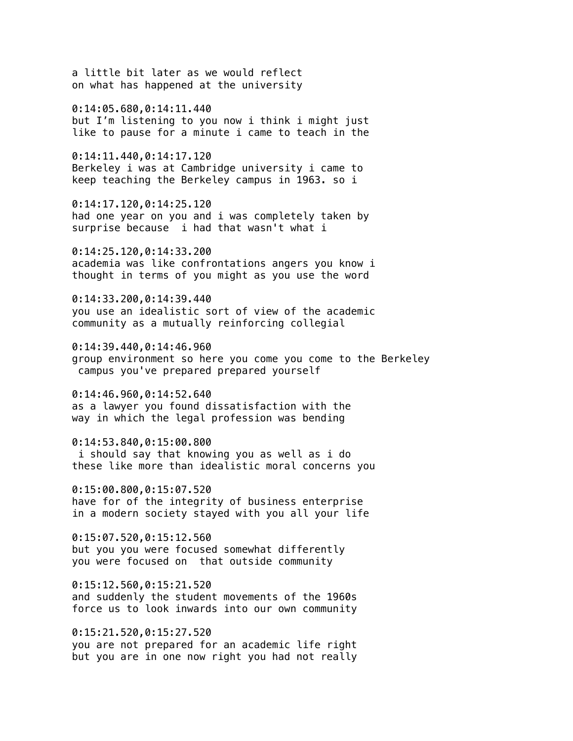a little bit later as we would reflect
on what has happened at the university

0:14:05.680,0:14:11.440
but I'm listening to you now i think i might just
like to pause for a minute i came to teach in the

0:14:11.440,0:14:17.120
Berkeley i was at Cambridge university i came to
keep teaching the Berkeley campus in 1963. so i

0:14:17.120,0:14:25.120
had one year on you and i was completely taken by
surprise because  i had that wasn't what i

0:14:25.120,0:14:33.200
academia was like confrontations angers you know i
thought in terms of you might as you use the word

0:14:33.200,0:14:39.440
you use an idealistic sort of view of the academic
community as a mutually reinforcing collegial

0:14:39.440,0:14:46.960
group environment so here you come you come to the Berkeley
 campus you've prepared prepared yourself

0:14:46.960,0:14:52.640
as a lawyer you found dissatisfaction with the
way in which the legal profession was bending

0:14:53.840,0:15:00.800
 i should say that knowing you as well as i do
these like more than idealistic moral concerns you

0:15:00.800,0:15:07.520
have for of the integrity of business enterprise
in a modern society stayed with you all your life

0:15:07.520,0:15:12.560
but you you were focused somewhat differently
you were focused on  that outside community

0:15:12.560,0:15:21.520
and suddenly the student movements of the 1960s
force us to look inwards into our own community

0:15:21.520,0:15:27.520
you are not prepared for an academic life right
but you are in one now right you had not really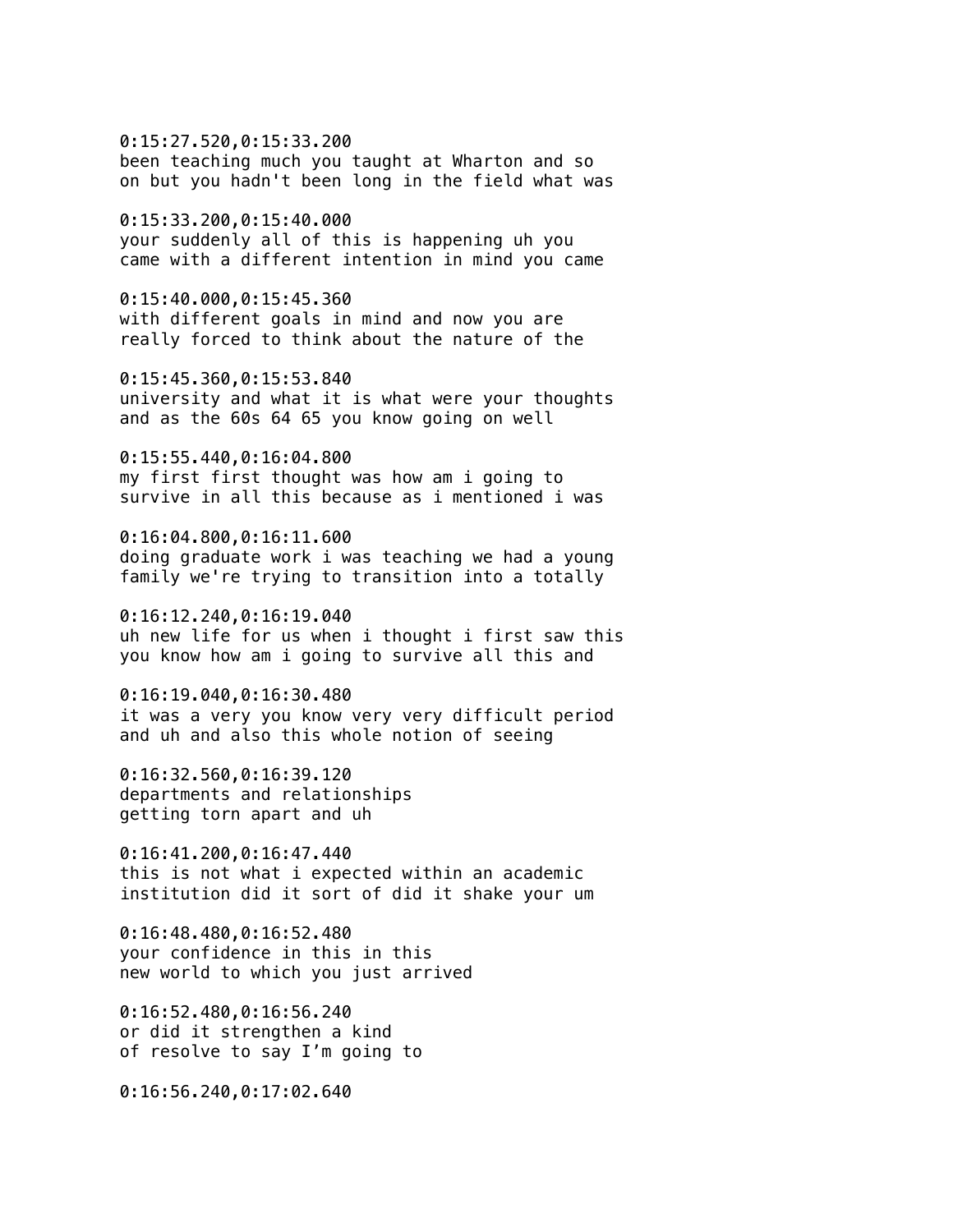0:15:27.520,0:15:33.200
been teaching much you taught at Wharton and so
on but you hadn't been long in the field what was

0:15:33.200,0:15:40.000
your suddenly all of this is happening uh you
came with a different intention in mind you came

0:15:40.000,0:15:45.360
with different goals in mind and now you are
really forced to think about the nature of the

0:15:45.360,0:15:53.840
university and what it is what were your thoughts
and as the 60s 64 65 you know going on well

0:15:55.440,0:16:04.800
my first first thought was how am i going to
survive in all this because as i mentioned i was

0:16:04.800,0:16:11.600
doing graduate work i was teaching we had a young
family we're trying to transition into a totally

0:16:12.240,0:16:19.040
uh new life for us when i thought i first saw this
you know how am i going to survive all this and

0:16:19.040,0:16:30.480
it was a very you know very very difficult period
and uh and also this whole notion of seeing

0:16:32.560,0:16:39.120
departments and relationships
getting torn apart and uh

0:16:41.200,0:16:47.440
this is not what i expected within an academic
institution did it sort of did it shake your um

0:16:48.480,0:16:52.480
your confidence in this in this
new world to which you just arrived

0:16:52.480,0:16:56.240
or did it strengthen a kind
of resolve to say I'm going to

0:16:56.240,0:17:02.640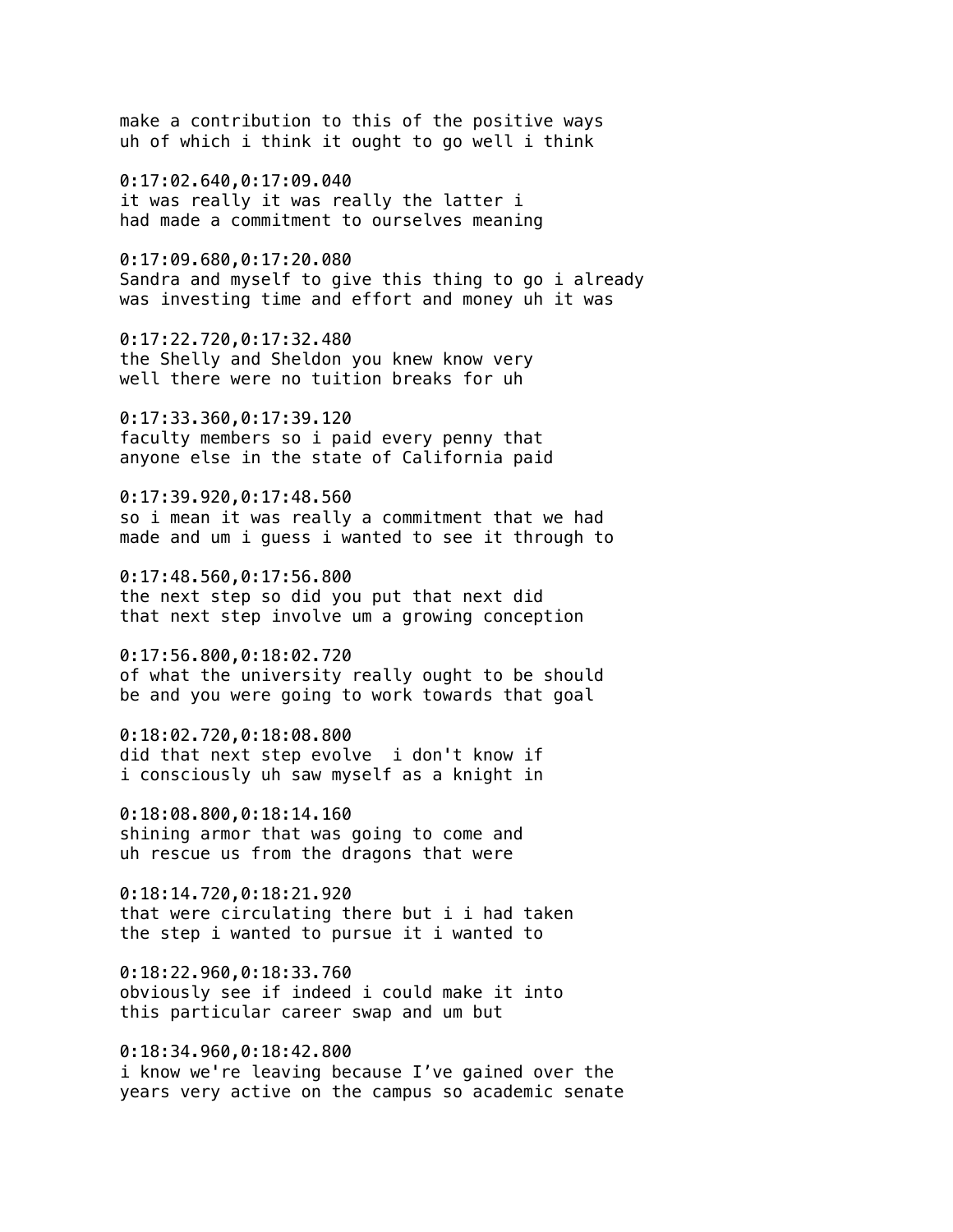make a contribution to this of the positive ways
uh of which i think it ought to go well i think

0:17:02.640,0:17:09.040
it was really it was really the latter i
had made a commitment to ourselves meaning

0:17:09.680,0:17:20.080
Sandra and myself to give this thing to go i already
was investing time and effort and money uh it was

0:17:22.720,0:17:32.480
the Shelly and Sheldon you knew know very
well there were no tuition breaks for uh

0:17:33.360,0:17:39.120
faculty members so i paid every penny that
anyone else in the state of California paid

0:17:39.920,0:17:48.560
so i mean it was really a commitment that we had
made and um i guess i wanted to see it through to

0:17:48.560,0:17:56.800
the next step so did you put that next did
that next step involve um a growing conception

0:17:56.800,0:18:02.720
of what the university really ought to be should
be and you were going to work towards that goal

0:18:02.720,0:18:08.800
did that next step evolve  i don't know if
i consciously uh saw myself as a knight in

0:18:08.800,0:18:14.160
shining armor that was going to come and
uh rescue us from the dragons that were

0:18:14.720,0:18:21.920
that were circulating there but i i had taken
the step i wanted to pursue it i wanted to

0:18:22.960,0:18:33.760
obviously see if indeed i could make it into
this particular career swap and um but

0:18:34.960,0:18:42.800
i know we're leaving because I've gained over the
years very active on the campus so academic senate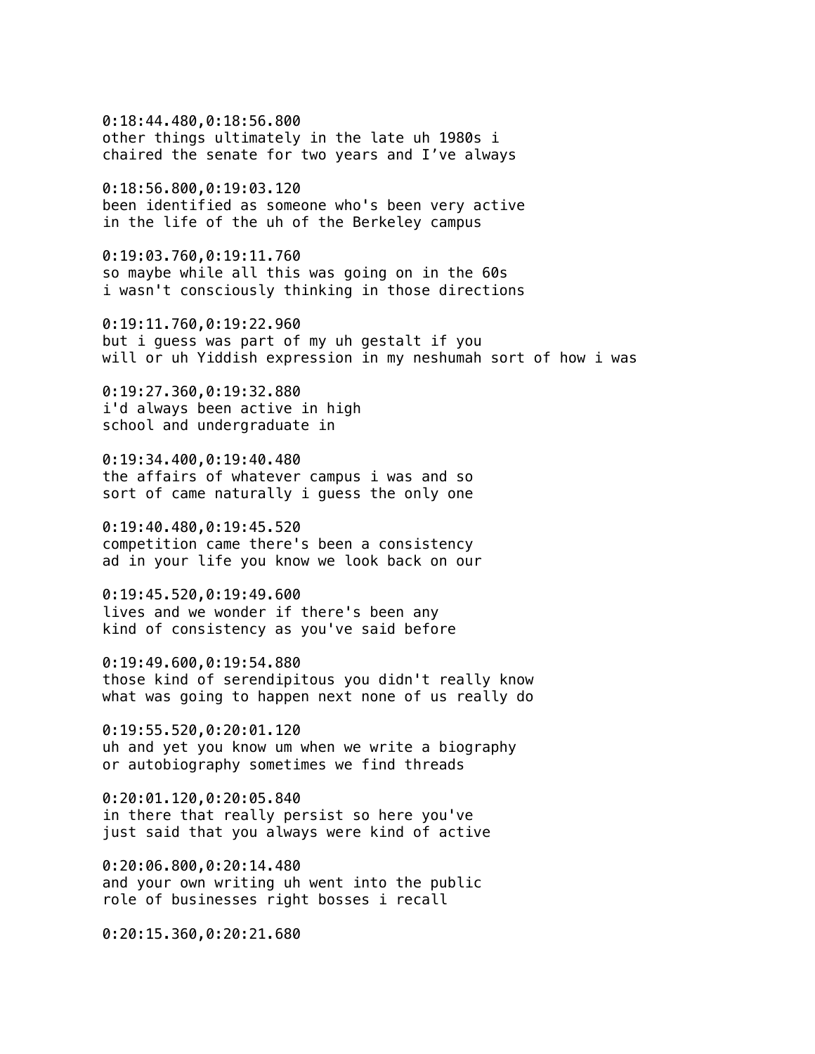0:18:44.480,0:18:56.800
other things ultimately in the late uh 1980s i
chaired the senate for two years and I've always

0:18:56.800,0:19:03.120
been identified as someone who's been very active
in the life of the uh of the Berkeley campus

0:19:03.760,0:19:11.760
so maybe while all this was going on in the 60s
i wasn't consciously thinking in those directions

0:19:11.760,0:19:22.960
but i guess was part of my uh gestalt if you
will or uh Yiddish expression in my neshumah sort of how i was

0:19:27.360,0:19:32.880
i'd always been active in high
school and undergraduate in

0:19:34.400,0:19:40.480
the affairs of whatever campus i was and so
sort of came naturally i guess the only one

0:19:40.480,0:19:45.520
competition came there's been a consistency
ad in your life you know we look back on our

0:19:45.520,0:19:49.600
lives and we wonder if there's been any
kind of consistency as you've said before

0:19:49.600,0:19:54.880
those kind of serendipitous you didn't really know
what was going to happen next none of us really do

0:19:55.520,0:20:01.120
uh and yet you know um when we write a biography
or autobiography sometimes we find threads

0:20:01.120,0:20:05.840
in there that really persist so here you've
just said that you always were kind of active

0:20:06.800,0:20:14.480
and your own writing uh went into the public
role of businesses right bosses i recall

0:20:15.360,0:20:21.680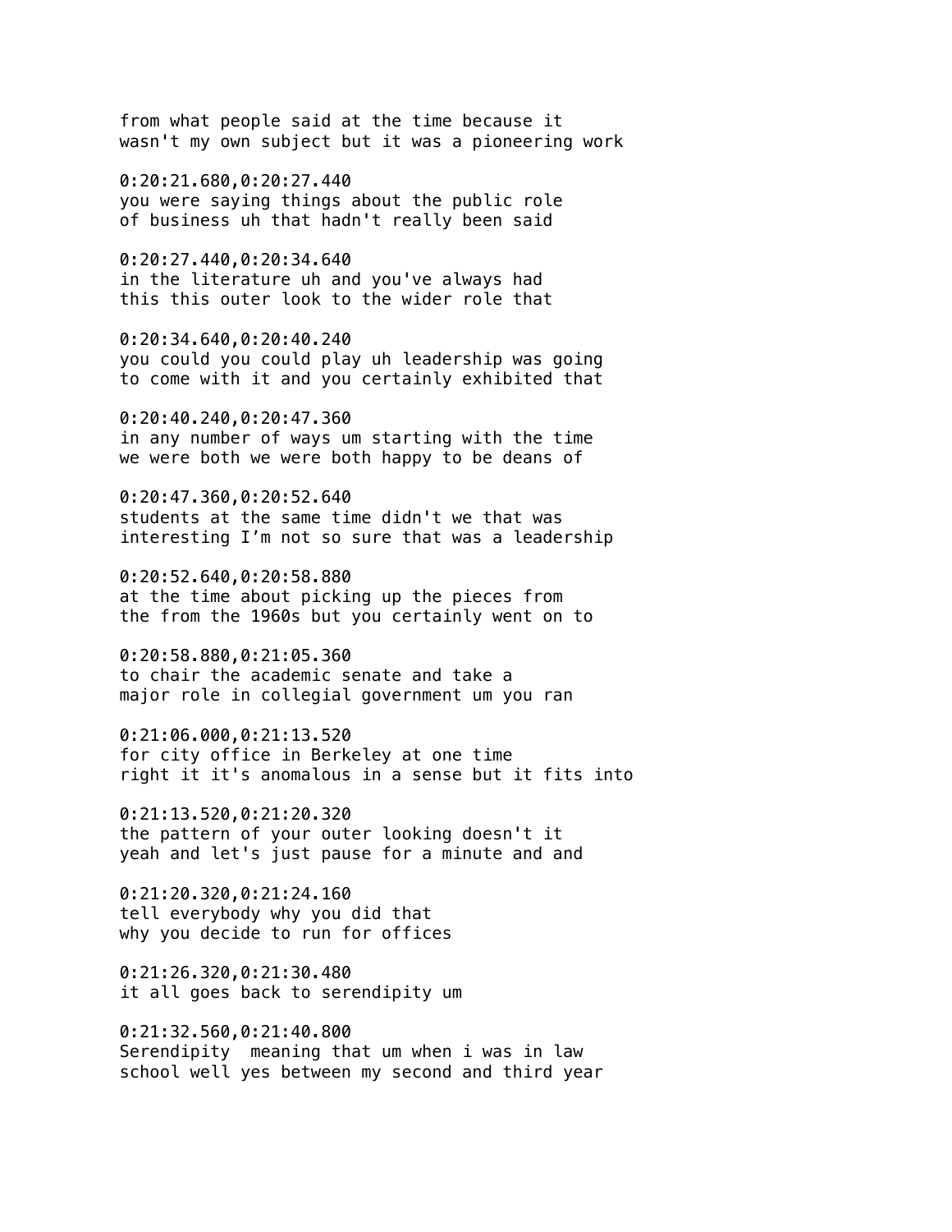from what people said at the time because it
wasn't my own subject but it was a pioneering work

0:20:21.680,0:20:27.440
you were saying things about the public role
of business uh that hadn't really been said

0:20:27.440,0:20:34.640
in the literature uh and you've always had
this this outer look to the wider role that

0:20:34.640,0:20:40.240
you could you could play uh leadership was going
to come with it and you certainly exhibited that

0:20:40.240,0:20:47.360
in any number of ways um starting with the time
we were both we were both happy to be deans of

0:20:47.360,0:20:52.640
students at the same time didn't we that was
interesting I'm not so sure that was a leadership

0:20:52.640,0:20:58.880
at the time about picking up the pieces from
the from the 1960s but you certainly went on to

0:20:58.880,0:21:05.360
to chair the academic senate and take a
major role in collegial government um you ran

0:21:06.000,0:21:13.520
for city office in Berkeley at one time
right it it's anomalous in a sense but it fits into

0:21:13.520,0:21:20.320
the pattern of your outer looking doesn't it
yeah and let's just pause for a minute and and

0:21:20.320,0:21:24.160
tell everybody why you did that
why you decide to run for offices

0:21:26.320,0:21:30.480
it all goes back to serendipity um

0:21:32.560,0:21:40.800
Serendipity  meaning that um when i was in law
school well yes between my second and third year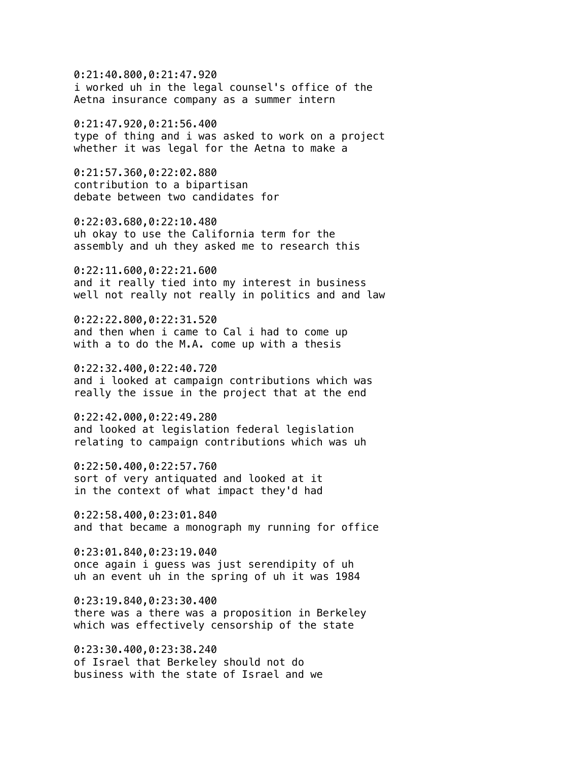0:21:40.800,0:21:47.920
i worked uh in the legal counsel's office of the
Aetna insurance company as a summer intern

0:21:47.920,0:21:56.400
type of thing and i was asked to work on a project
whether it was legal for the Aetna to make a

0:21:57.360,0:22:02.880
contribution to a bipartisan
debate between two candidates for

0:22:03.680,0:22:10.480
uh okay to use the California term for the
assembly and uh they asked me to research this

0:22:11.600,0:22:21.600
and it really tied into my interest in business
well not really not really in politics and and law

0:22:22.800,0:22:31.520
and then when i came to Cal i had to come up
with a to do the M.A. come up with a thesis

0:22:32.400,0:22:40.720
and i looked at campaign contributions which was
really the issue in the project that at the end

0:22:42.000,0:22:49.280
and looked at legislation federal legislation
relating to campaign contributions which was uh

0:22:50.400,0:22:57.760
sort of very antiquated and looked at it
in the context of what impact they'd had

0:22:58.400,0:23:01.840
and that became a monograph my running for office

0:23:01.840,0:23:19.040
once again i guess was just serendipity of uh
uh an event uh in the spring of uh it was 1984

0:23:19.840,0:23:30.400
there was a there was a proposition in Berkeley
which was effectively censorship of the state

0:23:30.400,0:23:38.240
of Israel that Berkeley should not do
business with the state of Israel and we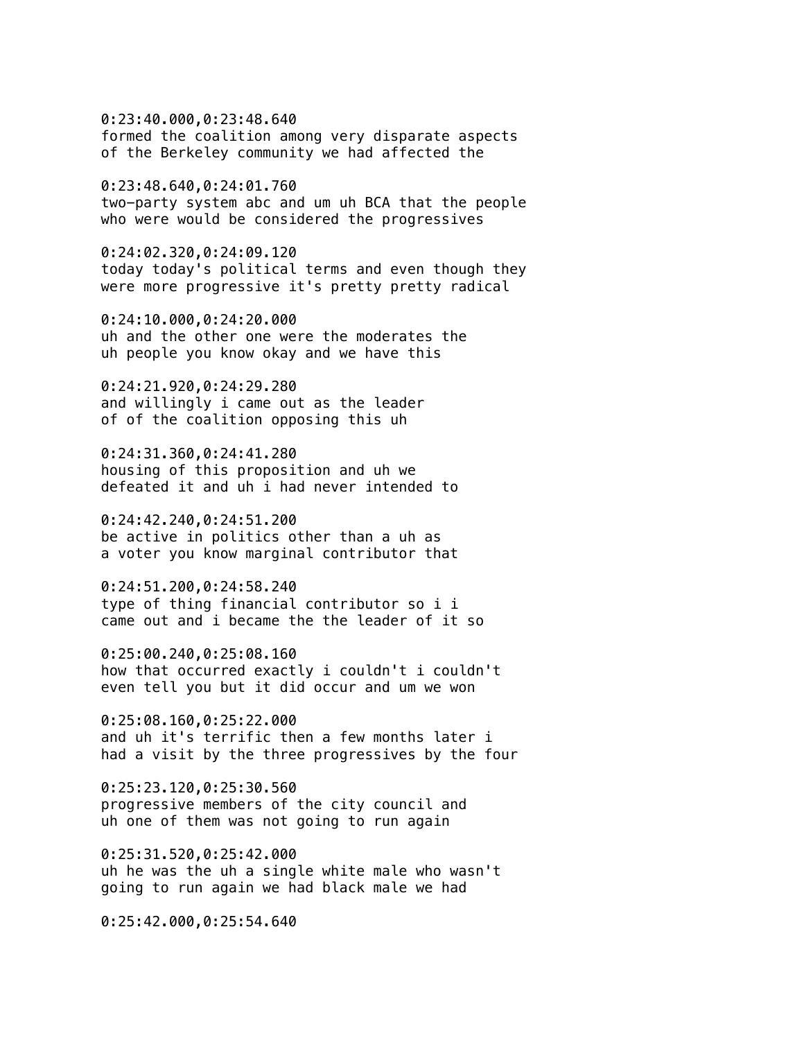0:23:40.000,0:23:48.640
formed the coalition among very disparate aspects
of the Berkeley community we had affected the

0:23:48.640,0:24:01.760
two-party system abc and um uh BCA that the people
who were would be considered the progressives

0:24:02.320,0:24:09.120
today today's political terms and even though they
were more progressive it's pretty pretty radical

0:24:10.000,0:24:20.000
uh and the other one were the moderates the
uh people you know okay and we have this

0:24:21.920,0:24:29.280
and willingly i came out as the leader
of of the coalition opposing this uh

0:24:31.360,0:24:41.280
housing of this proposition and uh we
defeated it and uh i had never intended to

0:24:42.240,0:24:51.200
be active in politics other than a uh as
a voter you know marginal contributor that

0:24:51.200,0:24:58.240
type of thing financial contributor so i i
came out and i became the the leader of it so

0:25:00.240,0:25:08.160
how that occurred exactly i couldn't i couldn't
even tell you but it did occur and um we won

0:25:08.160,0:25:22.000
and uh it's terrific then a few months later i
had a visit by the three progressives by the four

0:25:23.120,0:25:30.560
progressive members of the city council and
uh one of them was not going to run again

0:25:31.520,0:25:42.000
uh he was the uh a single white male who wasn't
going to run again we had black male we had

0:25:42.000,0:25:54.640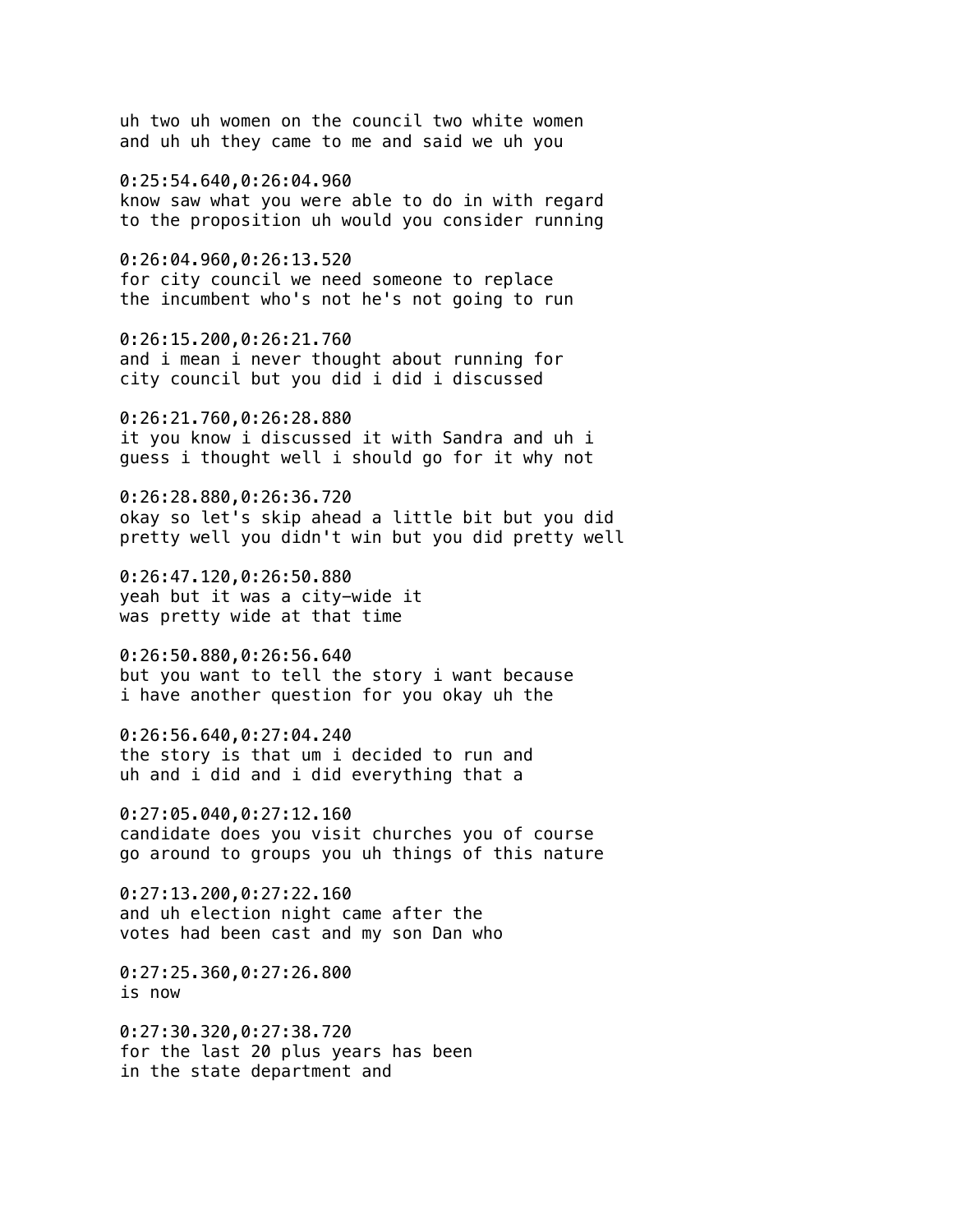uh two uh women on the council two white women
and uh uh they came to me and said we uh you

0:25:54.640,0:26:04.960
know saw what you were able to do in with regard
to the proposition uh would you consider running

0:26:04.960,0:26:13.520
for city council we need someone to replace
the incumbent who's not he's not going to run

0:26:15.200,0:26:21.760
and i mean i never thought about running for
city council but you did i did i discussed

0:26:21.760,0:26:28.880
it you know i discussed it with Sandra and uh i
guess i thought well i should go for it why not

0:26:28.880,0:26:36.720
okay so let's skip ahead a little bit but you did
pretty well you didn't win but you did pretty well

0:26:47.120,0:26:50.880
yeah but it was a city-wide it
was pretty wide at that time

0:26:50.880,0:26:56.640
but you want to tell the story i want because
i have another question for you okay uh the

0:26:56.640,0:27:04.240
the story is that um i decided to run and
uh and i did and i did everything that a

0:27:05.040,0:27:12.160
candidate does you visit churches you of course
go around to groups you uh things of this nature

0:27:13.200,0:27:22.160
and uh election night came after the
votes had been cast and my son Dan who

0:27:25.360,0:27:26.800
is now

0:27:30.320,0:27:38.720
for the last 20 plus years has been
in the state department and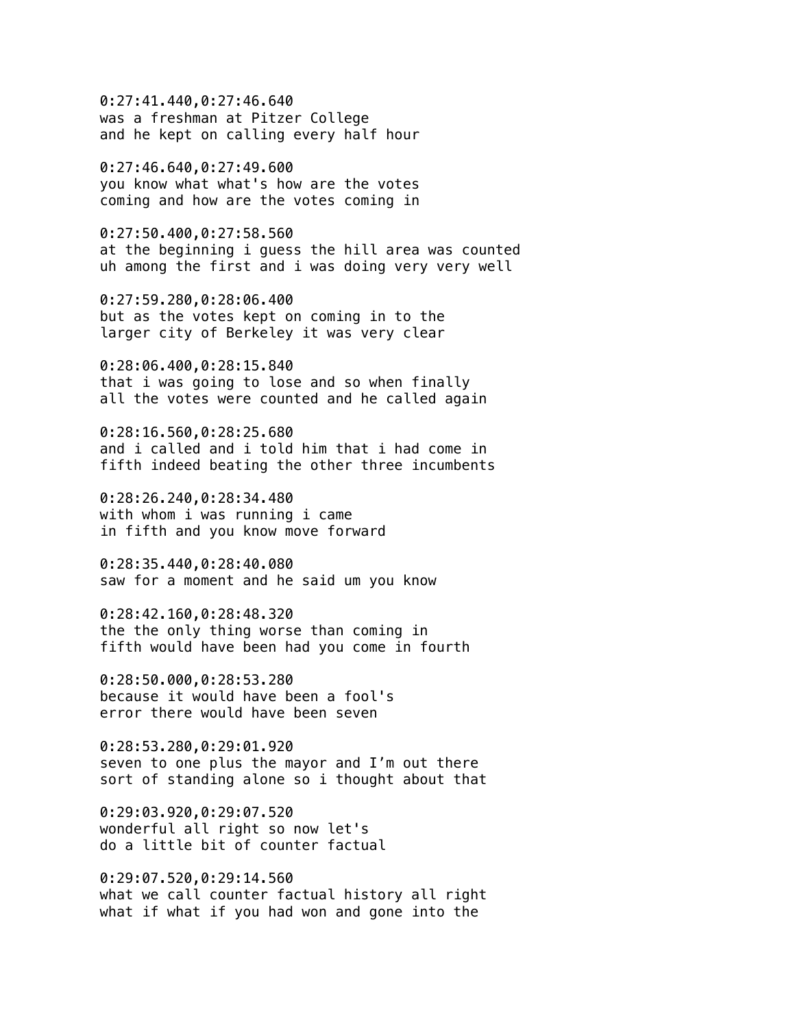0:27:41.440,0:27:46.640
was a freshman at Pitzer College
and he kept on calling every half hour

0:27:46.640,0:27:49.600
you know what what's how are the votes
coming and how are the votes coming in

0:27:50.400,0:27:58.560
at the beginning i guess the hill area was counted
uh among the first and i was doing very very well

0:27:59.280,0:28:06.400
but as the votes kept on coming in to the
larger city of Berkeley it was very clear

0:28:06.400,0:28:15.840
that i was going to lose and so when finally
all the votes were counted and he called again

0:28:16.560,0:28:25.680
and i called and i told him that i had come in
fifth indeed beating the other three incumbents

0:28:26.240,0:28:34.480
with whom i was running i came
in fifth and you know move forward

0:28:35.440,0:28:40.080
saw for a moment and he said um you know

0:28:42.160,0:28:48.320
the the only thing worse than coming in
fifth would have been had you come in fourth

0:28:50.000,0:28:53.280
because it would have been a fool's
error there would have been seven

0:28:53.280,0:29:01.920
seven to one plus the mayor and I’m out there
sort of standing alone so i thought about that

0:29:03.920,0:29:07.520
wonderful all right so now let's
do a little bit of counter factual

0:29:07.520,0:29:14.560
what we call counter factual history all right
what if what if you had won and gone into the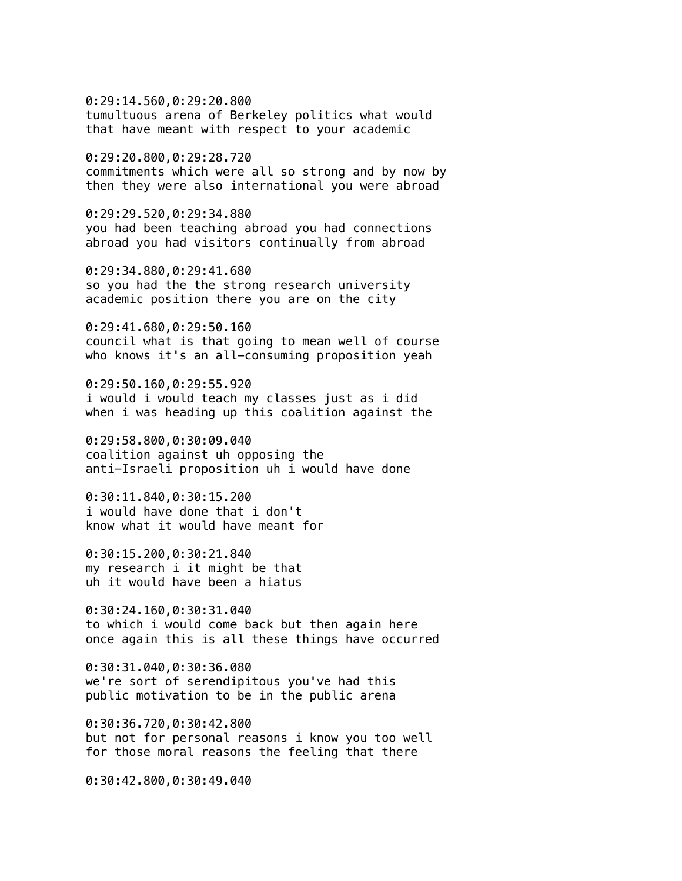0:29:14.560,0:29:20.800
tumultuous arena of Berkeley politics what would
that have meant with respect to your academic

0:29:20.800,0:29:28.720
commitments which were all so strong and by now by
then they were also international you were abroad

0:29:29.520,0:29:34.880
you had been teaching abroad you had connections
abroad you had visitors continually from abroad

0:29:34.880,0:29:41.680
so you had the the strong research university
academic position there you are on the city

0:29:41.680,0:29:50.160
council what is that going to mean well of course
who knows it's an all-consuming proposition yeah

0:29:50.160,0:29:55.920
i would i would teach my classes just as i did
when i was heading up this coalition against the

0:29:58.800,0:30:09.040
coalition against uh opposing the
anti-Israeli proposition uh i would have done

0:30:11.840,0:30:15.200
i would have done that i don't
know what it would have meant for

0:30:15.200,0:30:21.840
my research i it might be that
uh it would have been a hiatus

0:30:24.160,0:30:31.040
to which i would come back but then again here
once again this is all these things have occurred

0:30:31.040,0:30:36.080
we're sort of serendipitous you've had this
public motivation to be in the public arena

0:30:36.720,0:30:42.800
but not for personal reasons i know you too well
for those moral reasons the feeling that there

0:30:42.800,0:30:49.040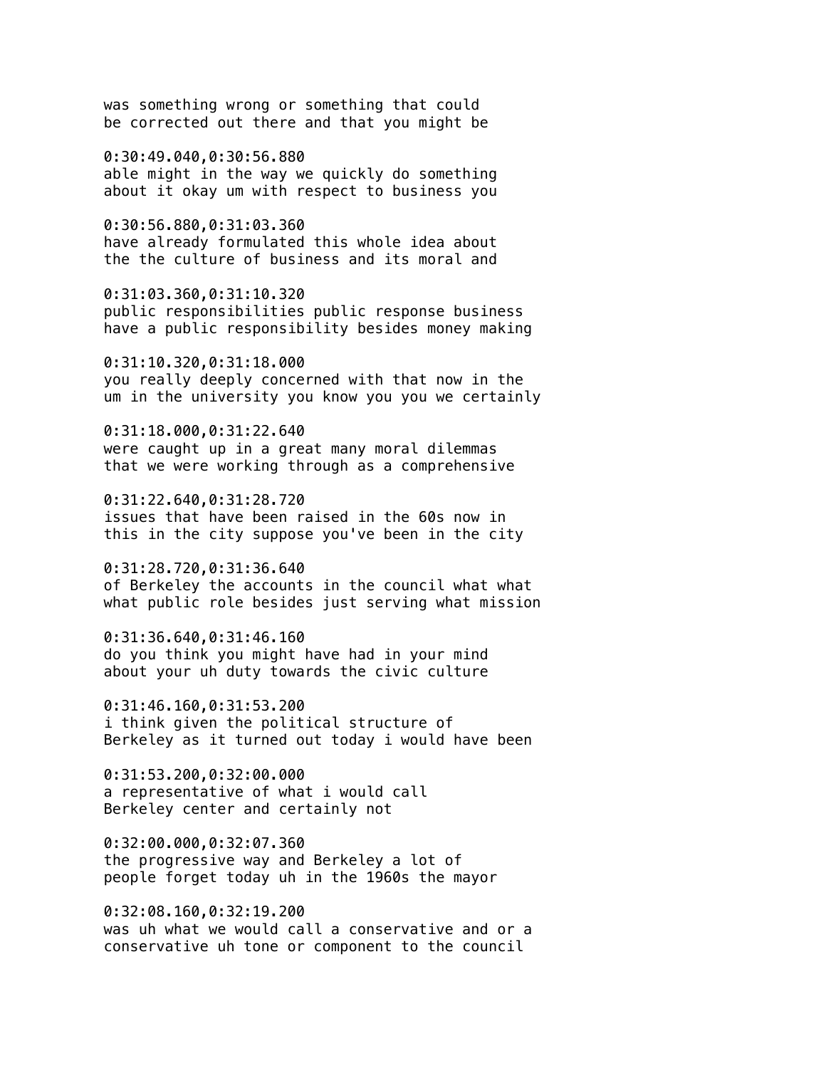was something wrong or something that could
be corrected out there and that you might be

0:30:49.040,0:30:56.880
able might in the way we quickly do something
about it okay um with respect to business you

0:30:56.880,0:31:03.360
have already formulated this whole idea about
the the culture of business and its moral and

0:31:03.360,0:31:10.320
public responsibilities public response business
have a public responsibility besides money making

0:31:10.320,0:31:18.000
you really deeply concerned with that now in the
um in the university you know you you we certainly

0:31:18.000,0:31:22.640
were caught up in a great many moral dilemmas
that we were working through as a comprehensive

0:31:22.640,0:31:28.720
issues that have been raised in the 60s now in
this in the city suppose you've been in the city

0:31:28.720,0:31:36.640
of Berkeley the accounts in the council what what
what public role besides just serving what mission

0:31:36.640,0:31:46.160
do you think you might have had in your mind
about your uh duty towards the civic culture

0:31:46.160,0:31:53.200
i think given the political structure of
Berkeley as it turned out today i would have been

0:31:53.200,0:32:00.000
a representative of what i would call
Berkeley center and certainly not

0:32:00.000,0:32:07.360
the progressive way and Berkeley a lot of
people forget today uh in the 1960s the mayor

0:32:08.160,0:32:19.200
was uh what we would call a conservative and or a
conservative uh tone or component to the council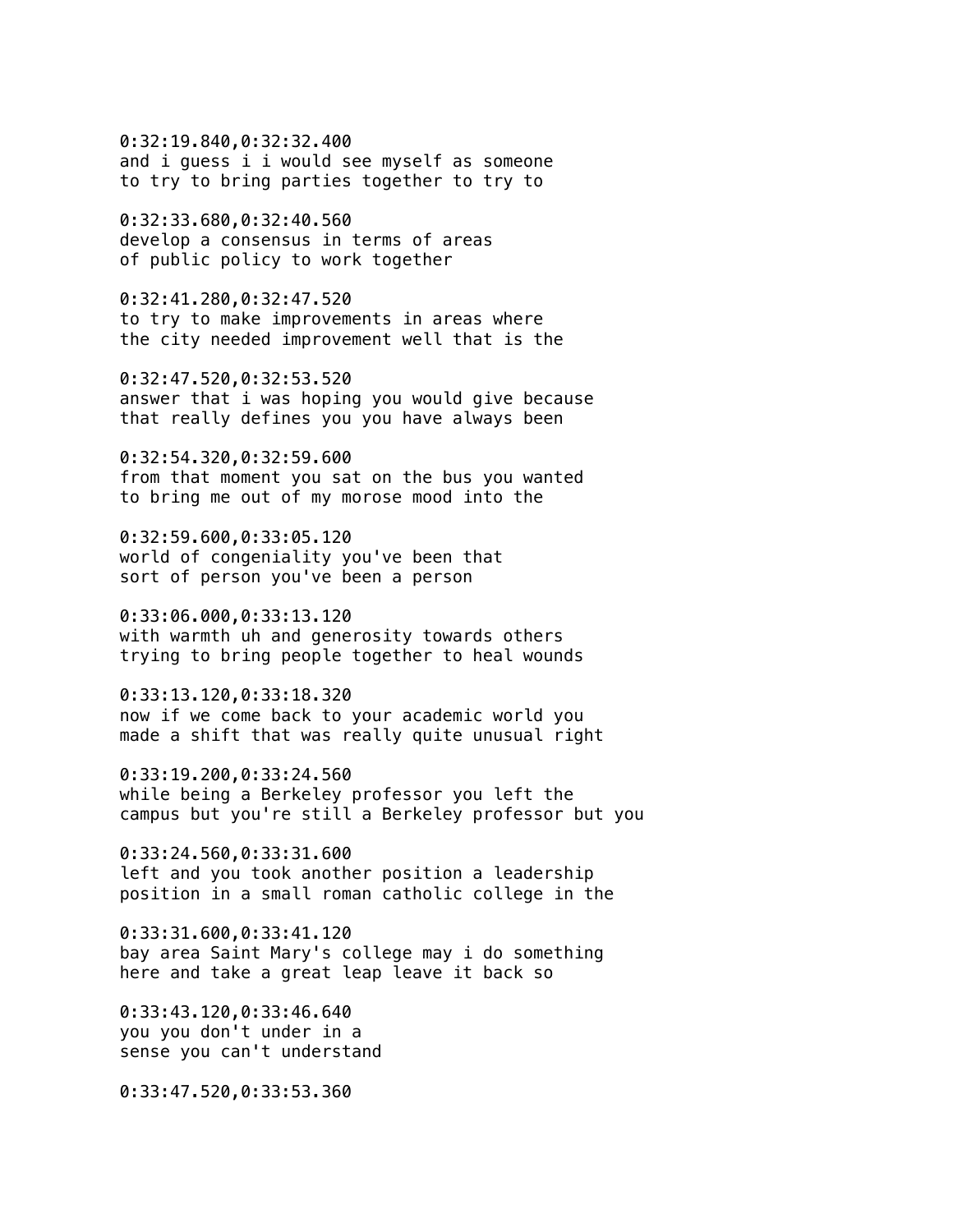0:32:19.840,0:32:32.400
and i guess i i would see myself as someone
to try to bring parties together to try to

0:32:33.680,0:32:40.560
develop a consensus in terms of areas
of public policy to work together

0:32:41.280,0:32:47.520
to try to make improvements in areas where
the city needed improvement well that is the

0:32:47.520,0:32:53.520
answer that i was hoping you would give because
that really defines you you have always been

0:32:54.320,0:32:59.600
from that moment you sat on the bus you wanted
to bring me out of my morose mood into the

0:32:59.600,0:33:05.120
world of congeniality you've been that
sort of person you've been a person

0:33:06.000,0:33:13.120
with warmth uh and generosity towards others
trying to bring people together to heal wounds

0:33:13.120,0:33:18.320
now if we come back to your academic world you
made a shift that was really quite unusual right

0:33:19.200,0:33:24.560
while being a Berkeley professor you left the
campus but you're still a Berkeley professor but you

0:33:24.560,0:33:31.600
left and you took another position a leadership
position in a small roman catholic college in the

0:33:31.600,0:33:41.120
bay area Saint Mary's college may i do something
here and take a great leap leave it back so

0:33:43.120,0:33:46.640
you you don't under in a
sense you can't understand

0:33:47.520,0:33:53.360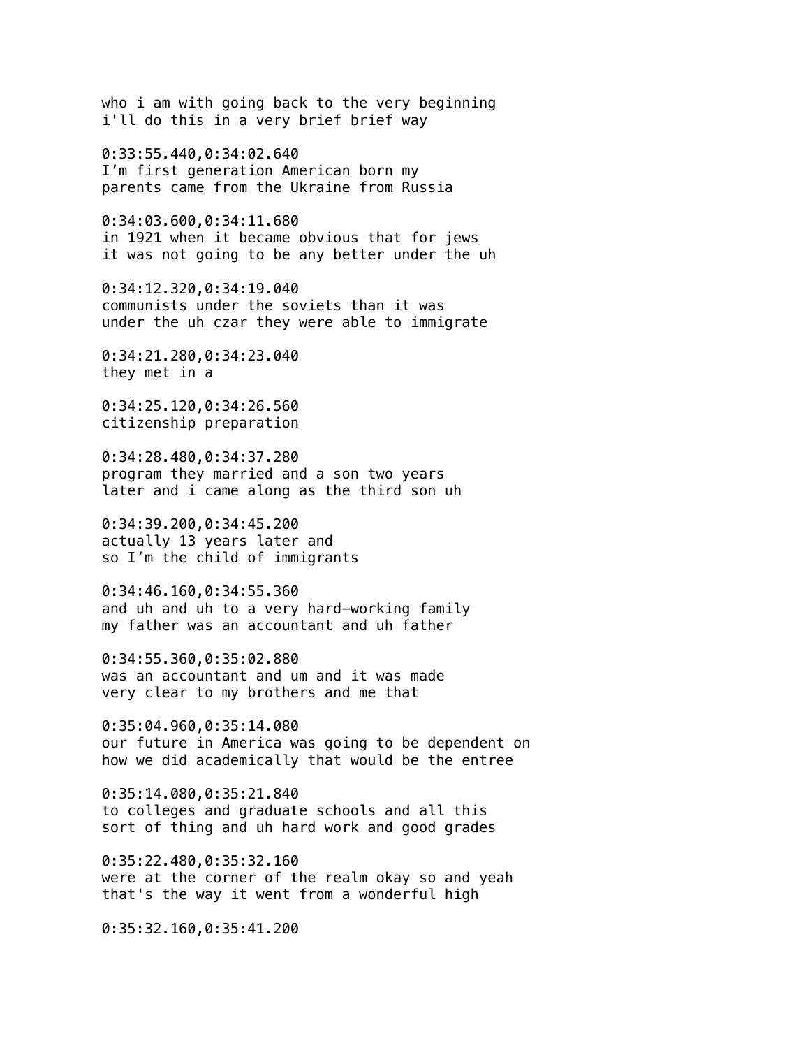who i am with going back to the very beginning
i'll do this in a very brief brief way

0:33:55.440,0:34:02.640
I'm first generation American born my
parents came from the Ukraine from Russia

0:34:03.600,0:34:11.680
in 1921 when it became obvious that for jews
it was not going to be any better under the uh

0:34:12.320,0:34:19.040
communists under the soviets than it was
under the uh czar they were able to immigrate

0:34:21.280,0:34:23.040
they met in a

0:34:25.120,0:34:26.560
citizenship preparation

0:34:28.480,0:34:37.280
program they married and a son two years
later and i came along as the third son uh

0:34:39.200,0:34:45.200
actually 13 years later and
so I'm the child of immigrants

0:34:46.160,0:34:55.360
and uh and uh to a very hard-working family
my father was an accountant and uh father

0:34:55.360,0:35:02.880
was an accountant and um and it was made
very clear to my brothers and me that

0:35:04.960,0:35:14.080
our future in America was going to be dependent on
how we did academically that would be the entree

0:35:14.080,0:35:21.840
to colleges and graduate schools and all this
sort of thing and uh hard work and good grades

0:35:22.480,0:35:32.160
were at the corner of the realm okay so and yeah
that's the way it went from a wonderful high

0:35:32.160,0:35:41.200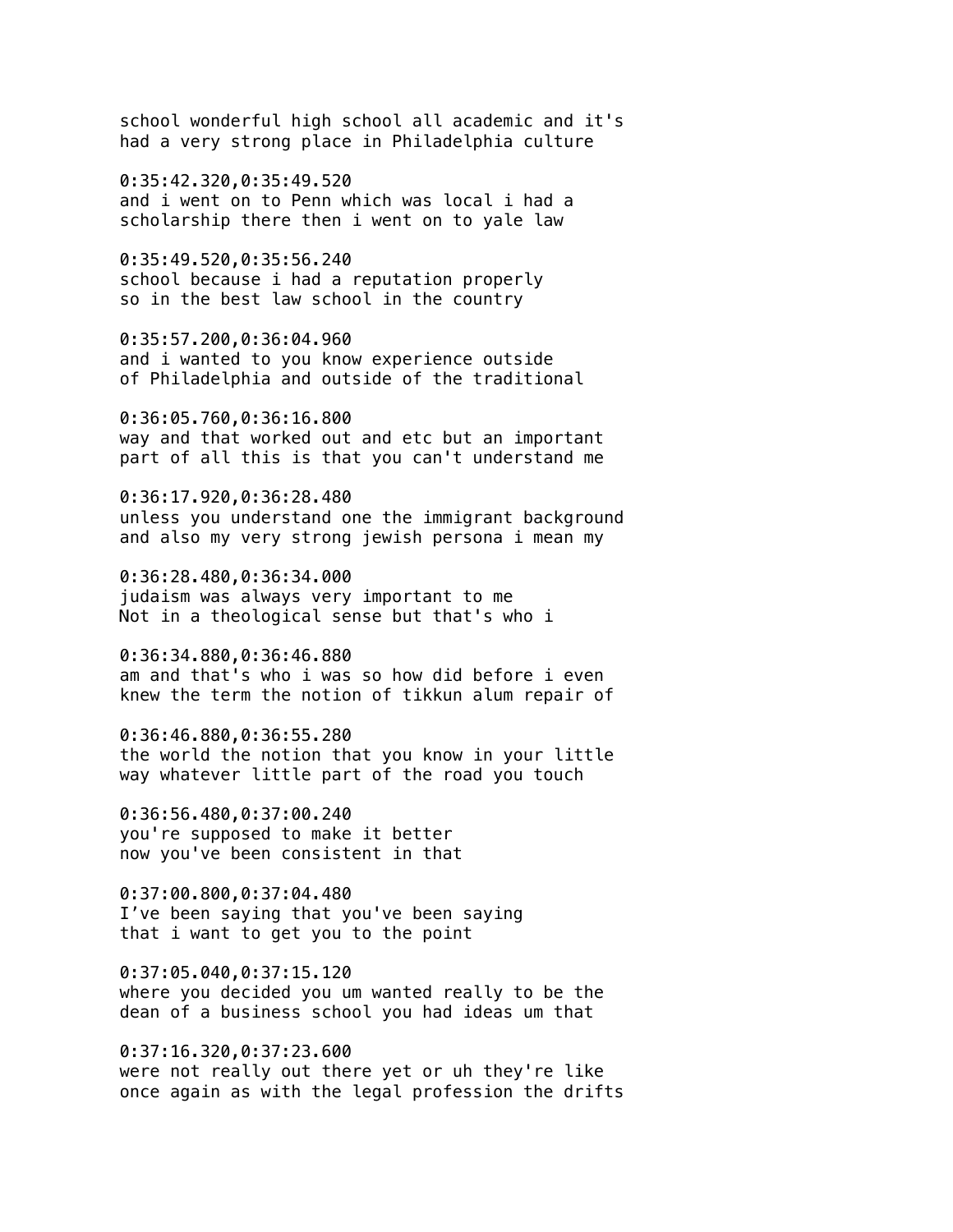school wonderful high school all academic and it's
had a very strong place in Philadelphia culture

0:35:42.320,0:35:49.520
and i went on to Penn which was local i had a
scholarship there then i went on to yale law

0:35:49.520,0:35:56.240
school because i had a reputation properly
so in the best law school in the country

0:35:57.200,0:36:04.960
and i wanted to you know experience outside
of Philadelphia and outside of the traditional

0:36:05.760,0:36:16.800
way and that worked out and etc but an important
part of all this is that you can't understand me

0:36:17.920,0:36:28.480
unless you understand one the immigrant background
and also my very strong jewish persona i mean my

0:36:28.480,0:36:34.000
judaism was always very important to me
Not in a theological sense but that's who i

0:36:34.880,0:36:46.880
am and that's who i was so how did before i even
knew the term the notion of tikkun alum repair of

0:36:46.880,0:36:55.280
the world the notion that you know in your little
way whatever little part of the road you touch

0:36:56.480,0:37:00.240
you're supposed to make it better
now you've been consistent in that

0:37:00.800,0:37:04.480
I've been saying that you've been saying
that i want to get you to the point

0:37:05.040,0:37:15.120
where you decided you um wanted really to be the
dean of a business school you had ideas um that

0:37:16.320,0:37:23.600
were not really out there yet or uh they're like
once again as with the legal profession the drifts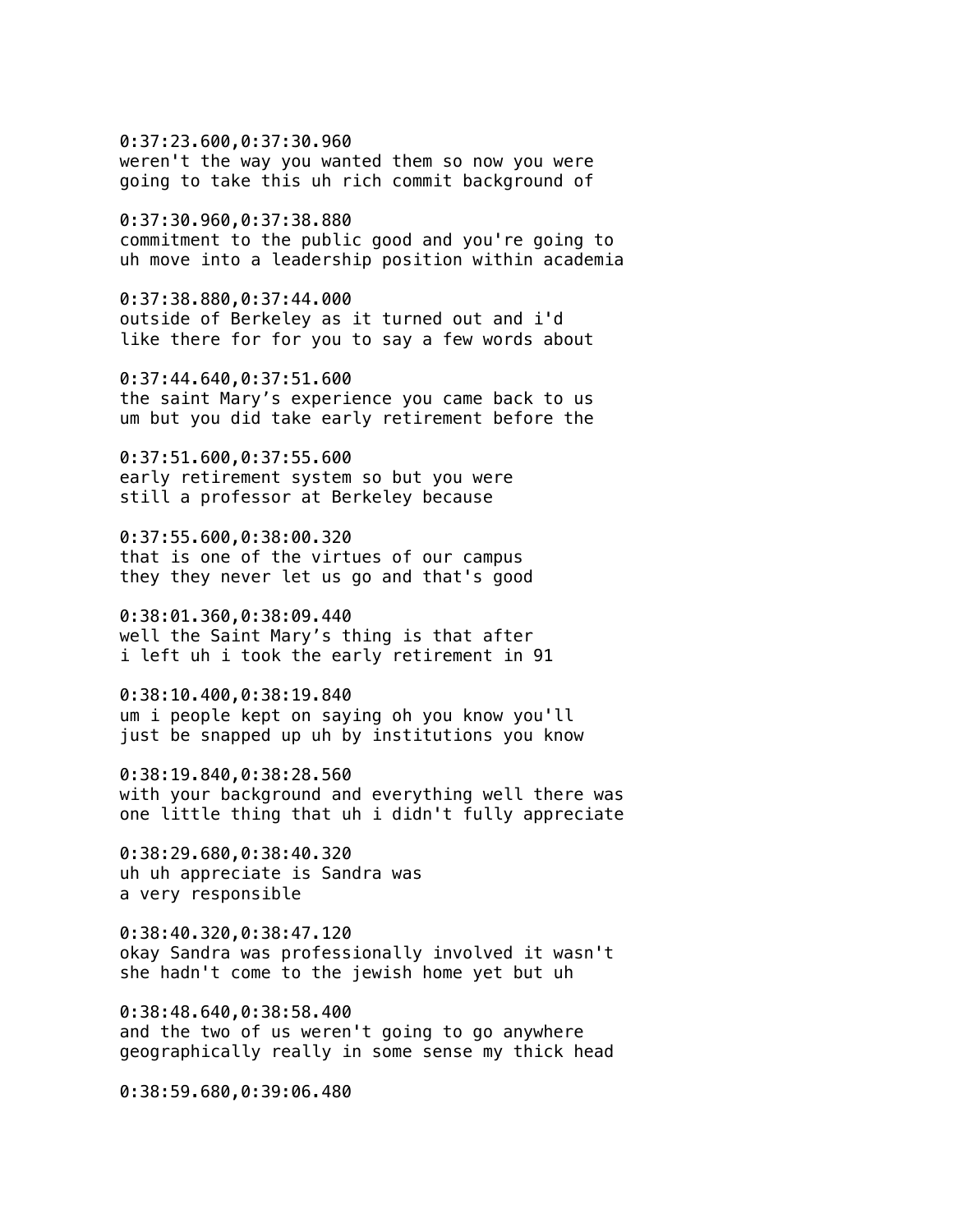0:37:23.600,0:37:30.960
weren't the way you wanted them so now you were
going to take this uh rich commit background of

0:37:30.960,0:37:38.880
commitment to the public good and you're going to
uh move into a leadership position within academia

0:37:38.880,0:37:44.000
outside of Berkeley as it turned out and i'd
like there for for you to say a few words about

0:37:44.640,0:37:51.600
the saint Mary's experience you came back to us
um but you did take early retirement before the

0:37:51.600,0:37:55.600
early retirement system so but you were
still a professor at Berkeley because

0:37:55.600,0:38:00.320
that is one of the virtues of our campus
they they never let us go and that's good

0:38:01.360,0:38:09.440
well the Saint Mary's thing is that after
i left uh i took the early retirement in 91

0:38:10.400,0:38:19.840
um i people kept on saying oh you know you'll
just be snapped up uh by institutions you know

0:38:19.840,0:38:28.560
with your background and everything well there was
one little thing that uh i didn't fully appreciate

0:38:29.680,0:38:40.320
uh uh appreciate is Sandra was
a very responsible

0:38:40.320,0:38:47.120
okay Sandra was professionally involved it wasn't
she hadn't come to the jewish home yet but uh

0:38:48.640,0:38:58.400
and the two of us weren't going to go anywhere
geographically really in some sense my thick head

0:38:59.680,0:39:06.480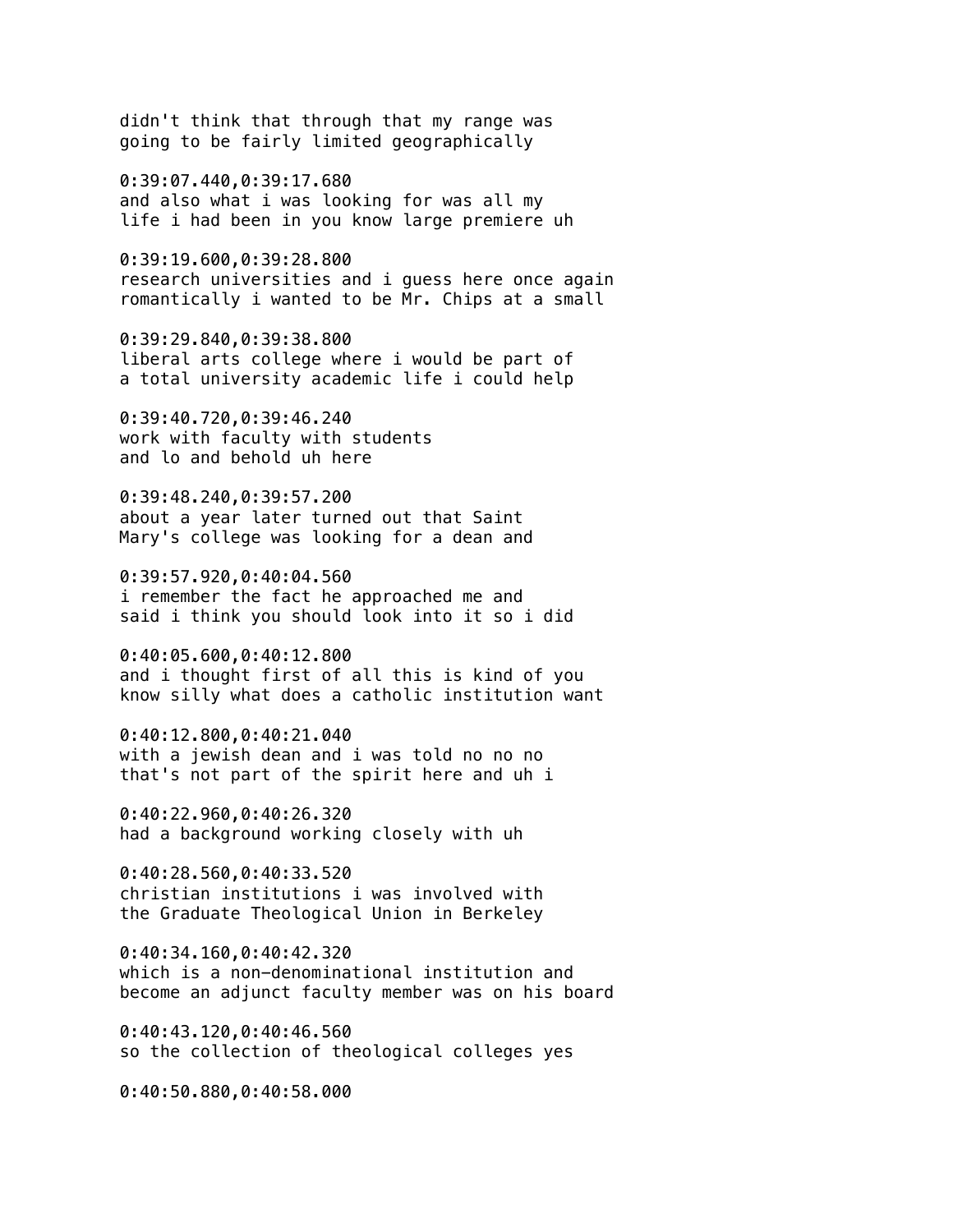didn't think that through that my range was
going to be fairly limited geographically

0:39:07.440,0:39:17.680
and also what i was looking for was all my
life i had been in you know large premiere uh

0:39:19.600,0:39:28.800
research universities and i guess here once again
romantically i wanted to be Mr. Chips at a small

0:39:29.840,0:39:38.800
liberal arts college where i would be part of
a total university academic life i could help

0:39:40.720,0:39:46.240
work with faculty with students
and lo and behold uh here

0:39:48.240,0:39:57.200
about a year later turned out that Saint
Mary's college was looking for a dean and

0:39:57.920,0:40:04.560
i remember the fact he approached me and
said i think you should look into it so i did

0:40:05.600,0:40:12.800
and i thought first of all this is kind of you
know silly what does a catholic institution want

0:40:12.800,0:40:21.040
with a jewish dean and i was told no no no
that's not part of the spirit here and uh i

0:40:22.960,0:40:26.320
had a background working closely with uh

0:40:28.560,0:40:33.520
christian institutions i was involved with
the Graduate Theological Union in Berkeley

0:40:34.160,0:40:42.320
which is a non-denominational institution and
become an adjunct faculty member was on his board

0:40:43.120,0:40:46.560
so the collection of theological colleges yes

0:40:50.880,0:40:58.000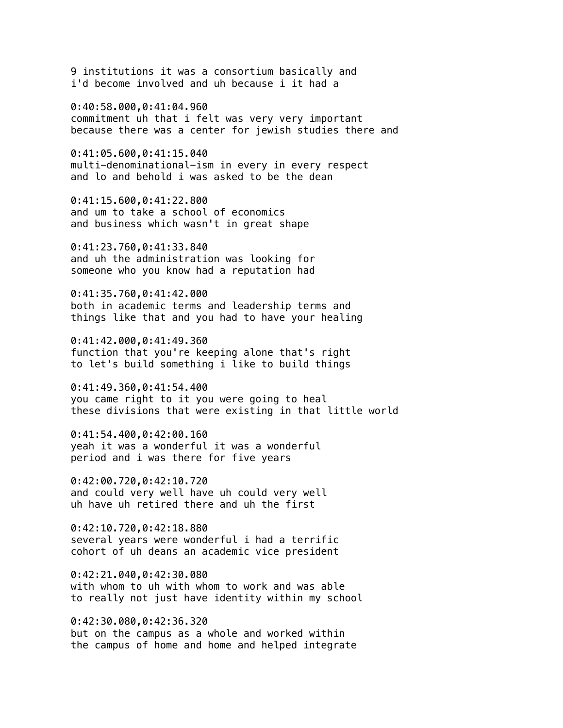9 institutions it was a consortium basically and
i'd become involved and uh because i it had a

0:40:58.000,0:41:04.960
commitment uh that i felt was very very important
because there was a center for jewish studies there and

0:41:05.600,0:41:15.040
multi-denominational-ism in every in every respect
and lo and behold i was asked to be the dean

0:41:15.600,0:41:22.800
and um to take a school of economics
and business which wasn't in great shape

0:41:23.760,0:41:33.840
and uh the administration was looking for
someone who you know had a reputation had

0:41:35.760,0:41:42.000
both in academic terms and leadership terms and
things like that and you had to have your healing

0:41:42.000,0:41:49.360
function that you're keeping alone that's right
to let's build something i like to build things

0:41:49.360,0:41:54.400
you came right to it you were going to heal
these divisions that were existing in that little world

0:41:54.400,0:42:00.160
yeah it was a wonderful it was a wonderful
period and i was there for five years

0:42:00.720,0:42:10.720
and could very well have uh could very well
uh have uh retired there and uh the first

0:42:10.720,0:42:18.880
several years were wonderful i had a terrific
cohort of uh deans an academic vice president

0:42:21.040,0:42:30.080
with whom to uh with whom to work and was able
to really not just have identity within my school

0:42:30.080,0:42:36.320
but on the campus as a whole and worked within
the campus of home and home and helped integrate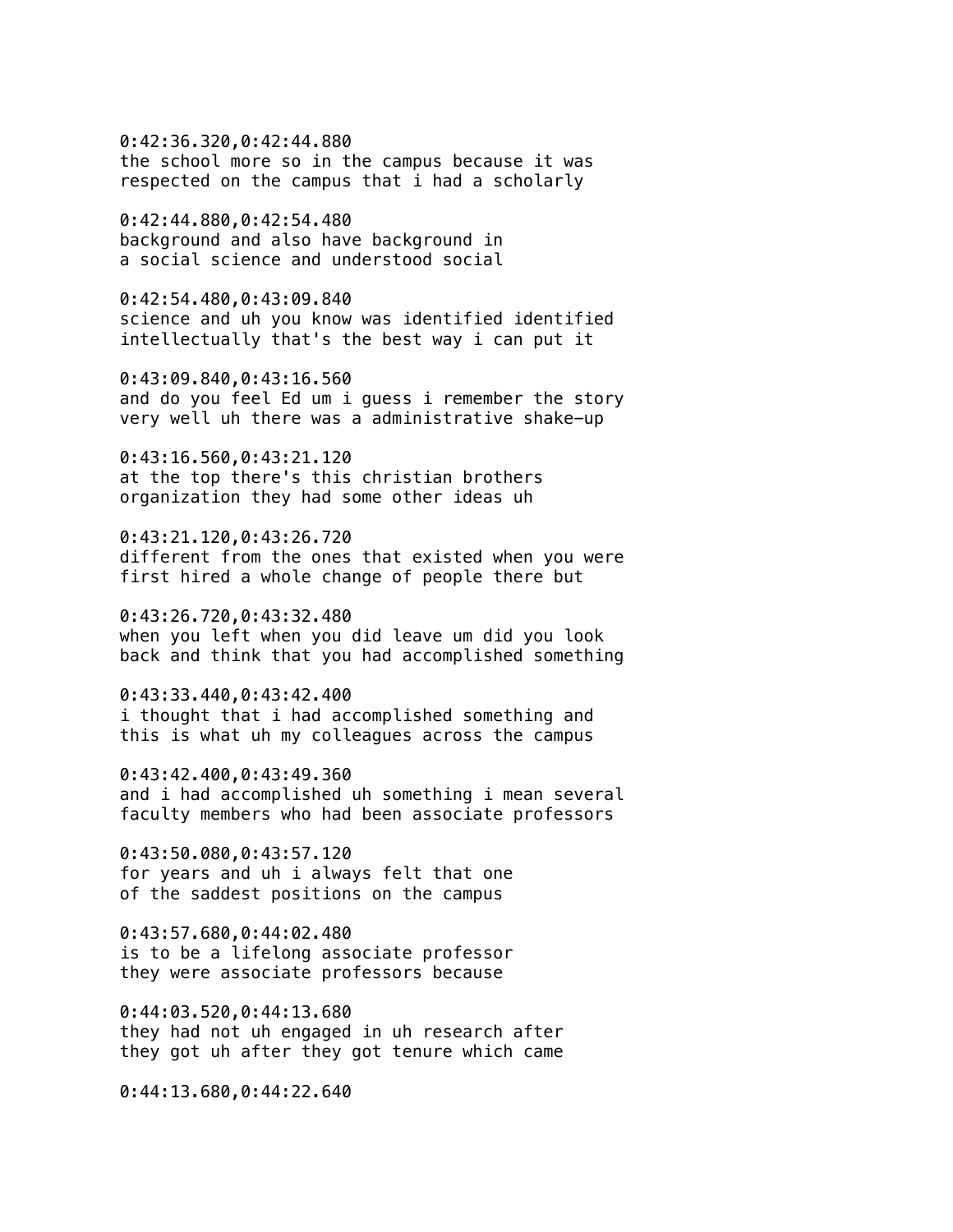0:42:36.320,0:42:44.880
the school more so in the campus because it was
respected on the campus that i had a scholarly

0:42:44.880,0:42:54.480
background and also have background in
a social science and understood social

0:42:54.480,0:43:09.840
science and uh you know was identified identified
intellectually that's the best way i can put it

0:43:09.840,0:43:16.560
and do you feel Ed um i guess i remember the story
very well uh there was a administrative shake-up

0:43:16.560,0:43:21.120
at the top there's this christian brothers
organization they had some other ideas uh

0:43:21.120,0:43:26.720
different from the ones that existed when you were
first hired a whole change of people there but

0:43:26.720,0:43:32.480
when you left when you did leave um did you look
back and think that you had accomplished something

0:43:33.440,0:43:42.400
i thought that i had accomplished something and
this is what uh my colleagues across the campus

0:43:42.400,0:43:49.360
and i had accomplished uh something i mean several
faculty members who had been associate professors

0:43:50.080,0:43:57.120
for years and uh i always felt that one
of the saddest positions on the campus

0:43:57.680,0:44:02.480
is to be a lifelong associate professor
they were associate professors because

0:44:03.520,0:44:13.680
they had not uh engaged in uh research after
they got uh after they got tenure which came

0:44:13.680,0:44:22.640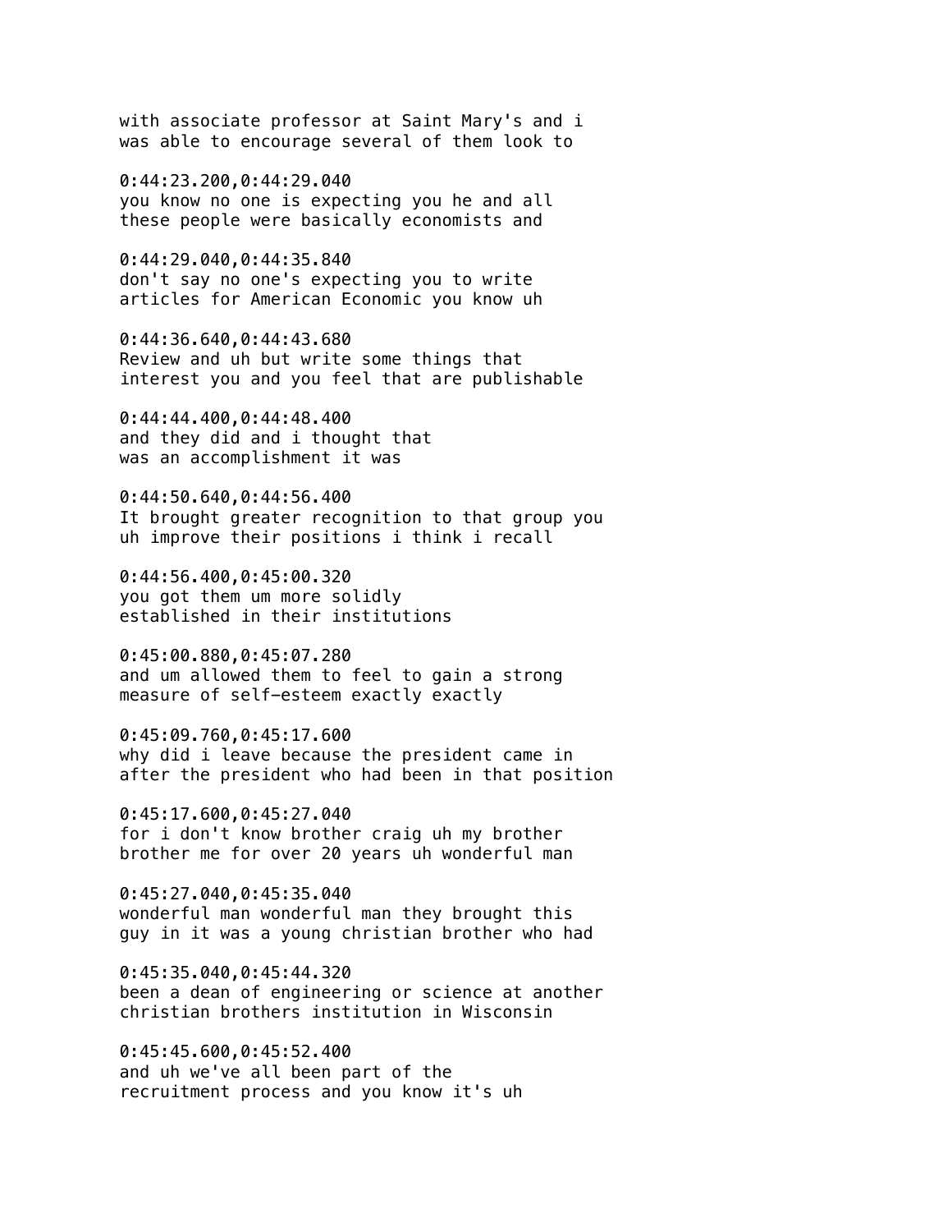with associate professor at Saint Mary's and i
was able to encourage several of them look to

0:44:23.200,0:44:29.040
you know no one is expecting you he and all
these people were basically economists and

0:44:29.040,0:44:35.840
don't say no one's expecting you to write
articles for American Economic you know uh

0:44:36.640,0:44:43.680
Review and uh but write some things that
interest you and you feel that are publishable

0:44:44.400,0:44:48.400
and they did and i thought that
was an accomplishment it was

0:44:50.640,0:44:56.400
It brought greater recognition to that group you
uh improve their positions i think i recall

0:44:56.400,0:45:00.320
you got them um more solidly
established in their institutions

0:45:00.880,0:45:07.280
and um allowed them to feel to gain a strong
measure of self-esteem exactly exactly

0:45:09.760,0:45:17.600
why did i leave because the president came in
after the president who had been in that position

0:45:17.600,0:45:27.040
for i don't know brother craig uh my brother
brother me for over 20 years uh wonderful man

0:45:27.040,0:45:35.040
wonderful man wonderful man they brought this
guy in it was a young christian brother who had

0:45:35.040,0:45:44.320
been a dean of engineering or science at another
christian brothers institution in Wisconsin

0:45:45.600,0:45:52.400
and uh we've all been part of the
recruitment process and you know it's uh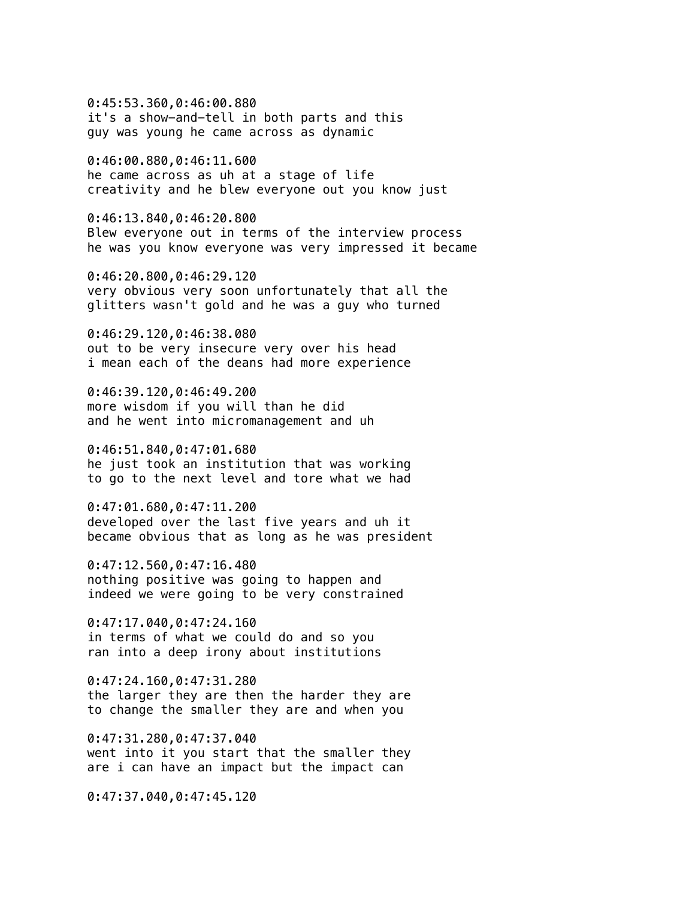0:45:53.360,0:46:00.880
it's a show-and-tell in both parts and this
guy was young he came across as dynamic

0:46:00.880,0:46:11.600
he came across as uh at a stage of life
creativity and he blew everyone out you know just

0:46:13.840,0:46:20.800
Blew everyone out in terms of the interview process
he was you know everyone was very impressed it became

0:46:20.800,0:46:29.120
very obvious very soon unfortunately that all the
glitters wasn't gold and he was a guy who turned

0:46:29.120,0:46:38.080
out to be very insecure very over his head
i mean each of the deans had more experience

0:46:39.120,0:46:49.200
more wisdom if you will than he did
and he went into micromanagement and uh

0:46:51.840,0:47:01.680
he just took an institution that was working
to go to the next level and tore what we had

0:47:01.680,0:47:11.200
developed over the last five years and uh it
became obvious that as long as he was president

0:47:12.560,0:47:16.480
nothing positive was going to happen and
indeed we were going to be very constrained

0:47:17.040,0:47:24.160
in terms of what we could do and so you
ran into a deep irony about institutions

0:47:24.160,0:47:31.280
the larger they are then the harder they are
to change the smaller they are and when you

0:47:31.280,0:47:37.040
went into it you start that the smaller they
are i can have an impact but the impact can

0:47:37.040,0:47:45.120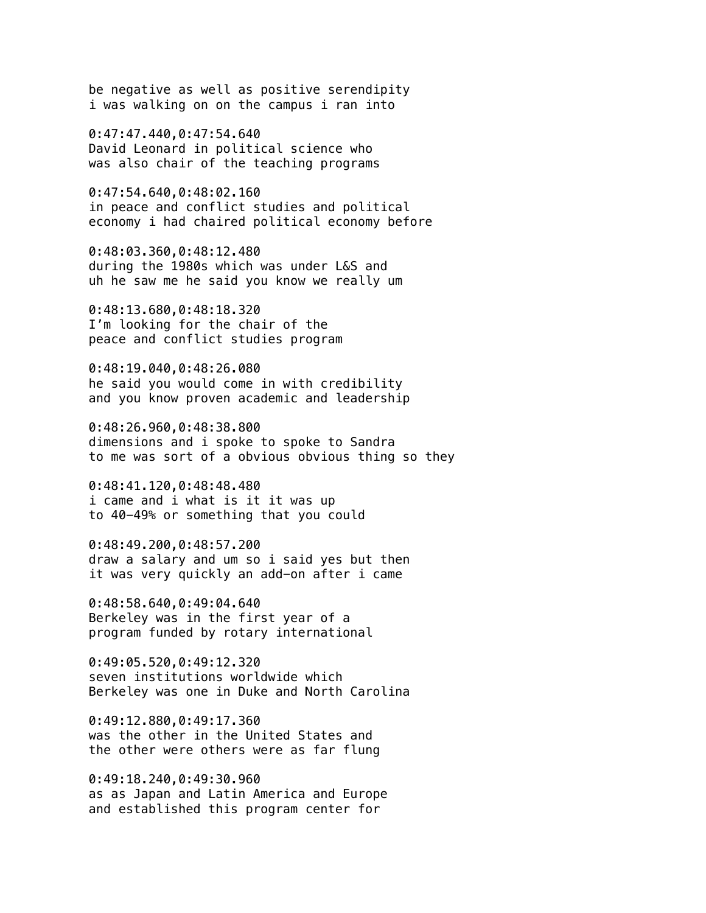be negative as well as positive serendipity
i was walking on on the campus i ran into

0:47:47.440,0:47:54.640
David Leonard in political science who
was also chair of the teaching programs

0:47:54.640,0:48:02.160
in peace and conflict studies and political
economy i had chaired political economy before

0:48:03.360,0:48:12.480
during the 1980s which was under L&S and
uh he saw me he said you know we really um

0:48:13.680,0:48:18.320
I'm looking for the chair of the
peace and conflict studies program

0:48:19.040,0:48:26.080
he said you would come in with credibility
and you know proven academic and leadership

0:48:26.960,0:48:38.800
dimensions and i spoke to spoke to Sandra
to me was sort of a obvious obvious thing so they

0:48:41.120,0:48:48.480
i came and i what is it it was up
to 40-49% or something that you could

0:48:49.200,0:48:57.200
draw a salary and um so i said yes but then
it was very quickly an add-on after i came

0:48:58.640,0:49:04.640
Berkeley was in the first year of a
program funded by rotary international

0:49:05.520,0:49:12.320
seven institutions worldwide which
Berkeley was one in Duke and North Carolina

0:49:12.880,0:49:17.360
was the other in the United States and
the other were others were as far flung

0:49:18.240,0:49:30.960
as as Japan and Latin America and Europe
and established this program center for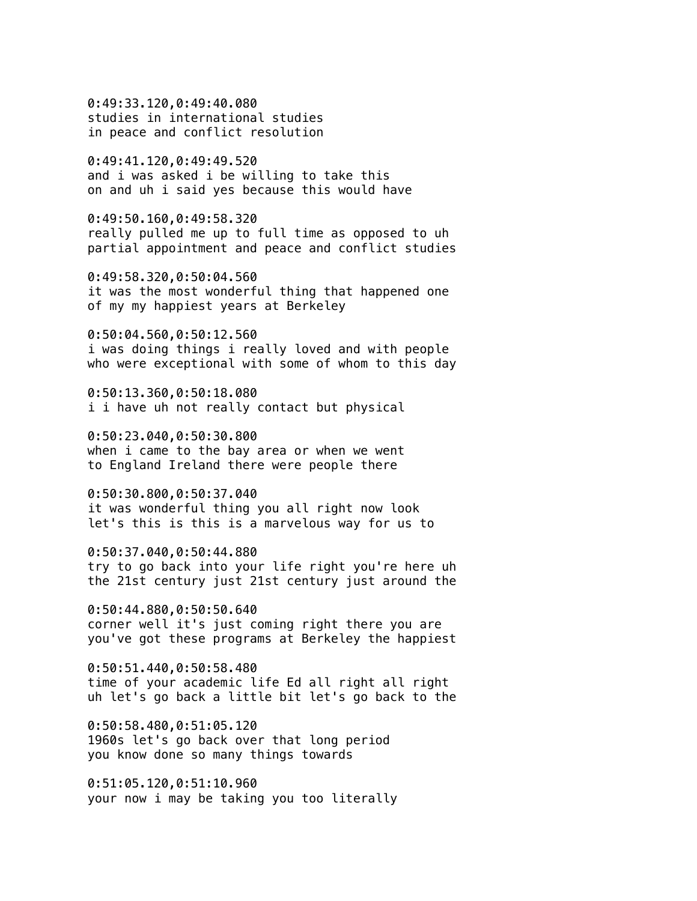0:49:33.120,0:49:40.080
studies in international studies
in peace and conflict resolution

0:49:41.120,0:49:49.520
and i was asked i be willing to take this
on and uh i said yes because this would have

0:49:50.160,0:49:58.320
really pulled me up to full time as opposed to uh
partial appointment and peace and conflict studies

0:49:58.320,0:50:04.560
it was the most wonderful thing that happened one
of my my happiest years at Berkeley

0:50:04.560,0:50:12.560
i was doing things i really loved and with people
who were exceptional with some of whom to this day

0:50:13.360,0:50:18.080
i i have uh not really contact but physical

0:50:23.040,0:50:30.800
when i came to the bay area or when we went
to England Ireland there were people there

0:50:30.800,0:50:37.040
it was wonderful thing you all right now look
let's this is this is a marvelous way for us to

0:50:37.040,0:50:44.880
try to go back into your life right you're here uh
the 21st century just 21st century just around the

0:50:44.880,0:50:50.640
corner well it's just coming right there you are
you've got these programs at Berkeley the happiest

0:50:51.440,0:50:58.480
time of your academic life Ed all right all right
uh let's go back a little bit let's go back to the

0:50:58.480,0:51:05.120
1960s let's go back over that long period
you know done so many things towards

0:51:05.120,0:51:10.960
your now i may be taking you too literally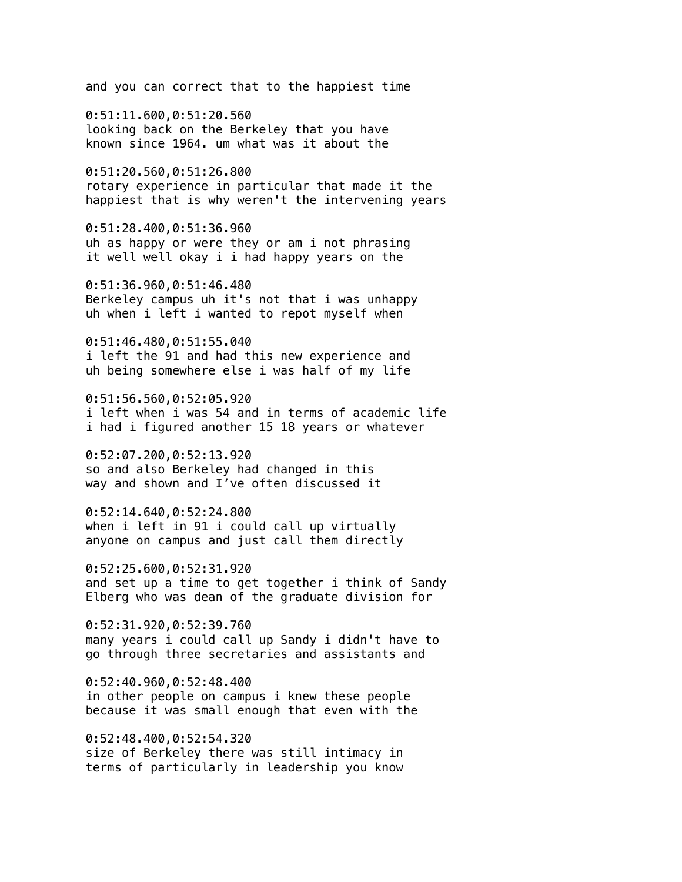and you can correct that to the happiest time

0:51:11.600,0:51:20.560
looking back on the Berkeley that you have
known since 1964. um what was it about the

0:51:20.560,0:51:26.800
rotary experience in particular that made it the
happiest that is why weren't the intervening years

0:51:28.400,0:51:36.960
uh as happy or were they or am i not phrasing
it well well okay i i had happy years on the

0:51:36.960,0:51:46.480
Berkeley campus uh it's not that i was unhappy
uh when i left i wanted to repot myself when

0:51:46.480,0:51:55.040
i left the 91 and had this new experience and
uh being somewhere else i was half of my life

0:51:56.560,0:52:05.920
i left when i was 54 and in terms of academic life
i had i figured another 15 18 years or whatever

0:52:07.200,0:52:13.920
so and also Berkeley had changed in this
way and shown and I've often discussed it

0:52:14.640,0:52:24.800
when i left in 91 i could call up virtually
anyone on campus and just call them directly

0:52:25.600,0:52:31.920
and set up a time to get together i think of Sandy
Elberg who was dean of the graduate division for

0:52:31.920,0:52:39.760
many years i could call up Sandy i didn't have to
go through three secretaries and assistants and

0:52:40.960,0:52:48.400
in other people on campus i knew these people
because it was small enough that even with the

0:52:48.400,0:52:54.320
size of Berkeley there was still intimacy in
terms of particularly in leadership you know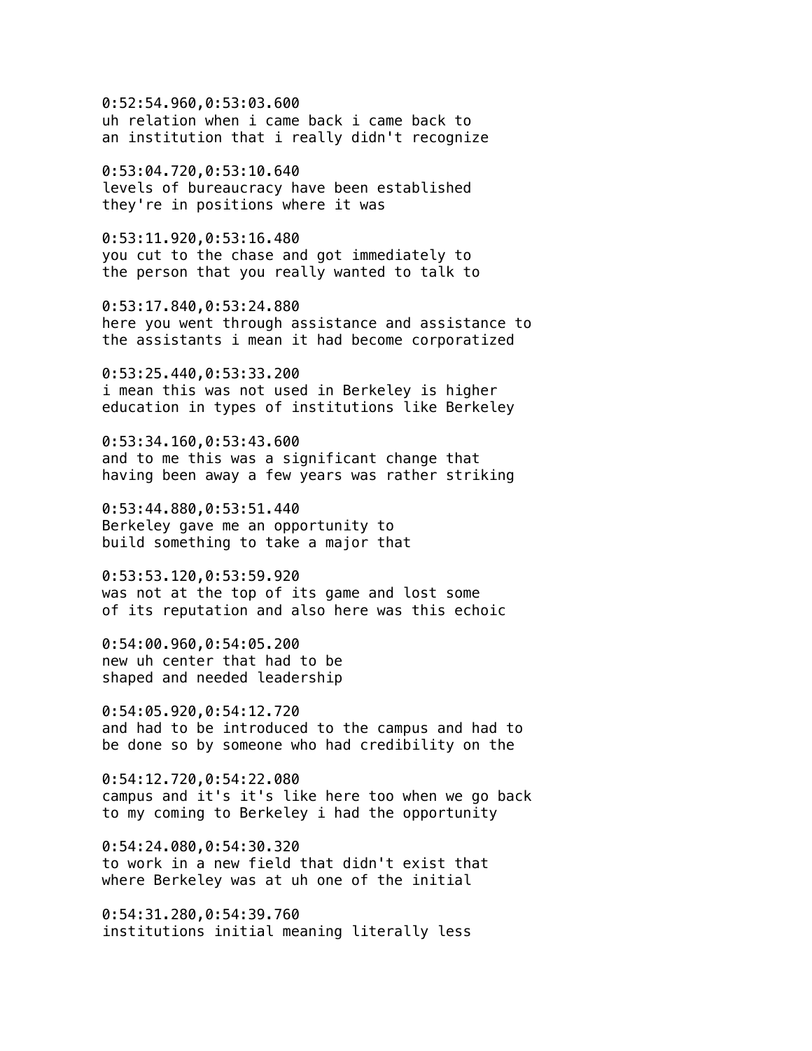0:52:54.960,0:53:03.600
uh relation when i came back i came back to
an institution that i really didn't recognize

0:53:04.720,0:53:10.640
levels of bureaucracy have been established
they're in positions where it was

0:53:11.920,0:53:16.480
you cut to the chase and got immediately to
the person that you really wanted to talk to

0:53:17.840,0:53:24.880
here you went through assistance and assistance to
the assistants i mean it had become corporatized

0:53:25.440,0:53:33.200
i mean this was not used in Berkeley is higher
education in types of institutions like Berkeley

0:53:34.160,0:53:43.600
and to me this was a significant change that
having been away a few years was rather striking

0:53:44.880,0:53:51.440
Berkeley gave me an opportunity to
build something to take a major that

0:53:53.120,0:53:59.920
was not at the top of its game and lost some
of its reputation and also here was this echoic

0:54:00.960,0:54:05.200
new uh center that had to be
shaped and needed leadership

0:54:05.920,0:54:12.720
and had to be introduced to the campus and had to
be done so by someone who had credibility on the

0:54:12.720,0:54:22.080
campus and it's it's like here too when we go back
to my coming to Berkeley i had the opportunity

0:54:24.080,0:54:30.320
to work in a new field that didn't exist that
where Berkeley was at uh one of the initial

0:54:31.280,0:54:39.760
institutions initial meaning literally less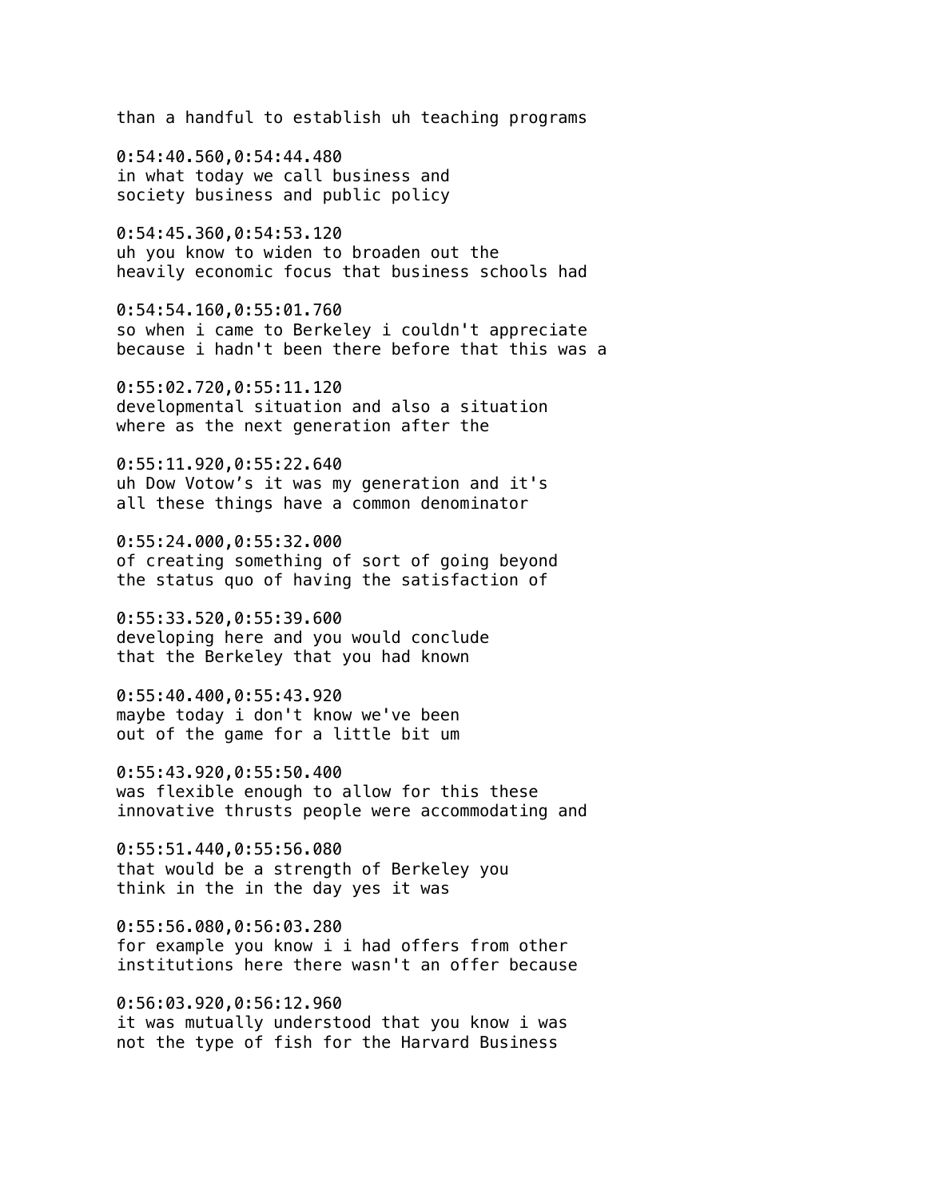than a handful to establish uh teaching programs

0:54:40.560,0:54:44.480
in what today we call business and
society business and public policy

0:54:45.360,0:54:53.120
uh you know to widen to broaden out the
heavily economic focus that business schools had

0:54:54.160,0:55:01.760
so when i came to Berkeley i couldn't appreciate
because i hadn't been there before that this was a

0:55:02.720,0:55:11.120
developmental situation and also a situation
where as the next generation after the

0:55:11.920,0:55:22.640
uh Dow Votow’s it was my generation and it's
all these things have a common denominator

0:55:24.000,0:55:32.000
of creating something of sort of going beyond
the status quo of having the satisfaction of

0:55:33.520,0:55:39.600
developing here and you would conclude
that the Berkeley that you had known

0:55:40.400,0:55:43.920
maybe today i don't know we've been
out of the game for a little bit um

0:55:43.920,0:55:50.400
was flexible enough to allow for this these
innovative thrusts people were accommodating and

0:55:51.440,0:55:56.080
that would be a strength of Berkeley you
think in the in the day yes it was

0:55:56.080,0:56:03.280
for example you know i i had offers from other
institutions here there wasn't an offer because

0:56:03.920,0:56:12.960
it was mutually understood that you know i was
not the type of fish for the Harvard Business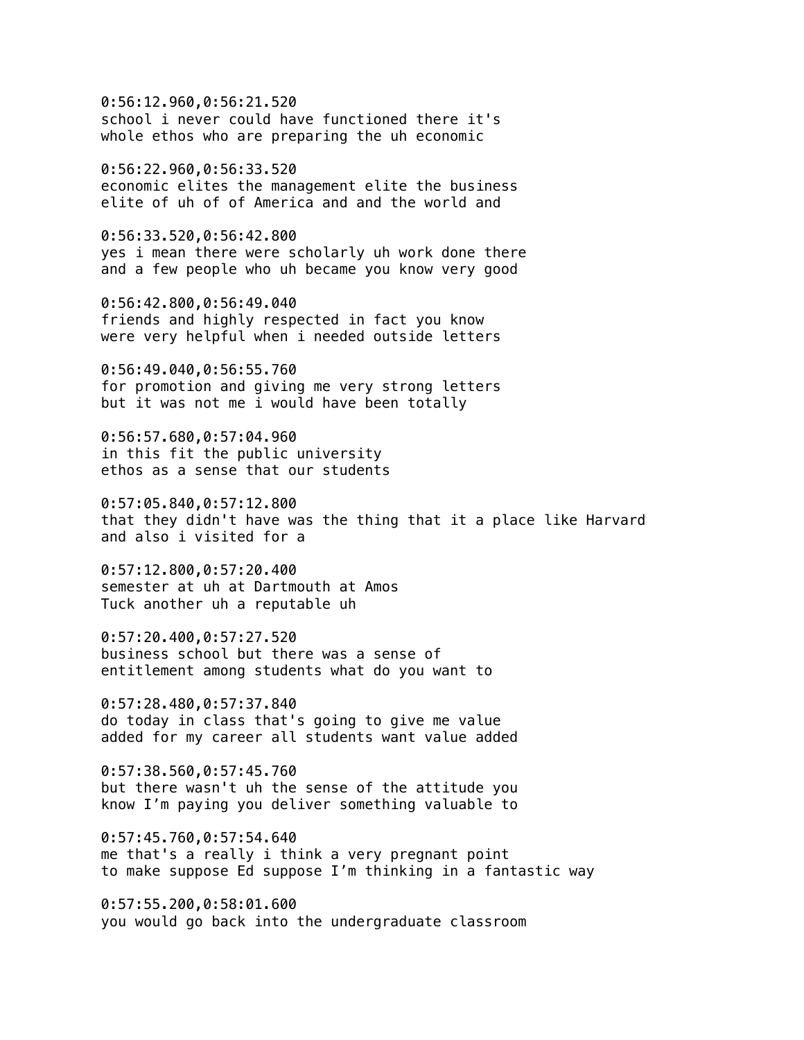0:56:12.960,0:56:21.520
school i never could have functioned there it's
whole ethos who are preparing the uh economic

0:56:22.960,0:56:33.520
economic elites the management elite the business
elite of uh of of America and and the world and

0:56:33.520,0:56:42.800
yes i mean there were scholarly uh work done there
and a few people who uh became you know very good

0:56:42.800,0:56:49.040
friends and highly respected in fact you know
were very helpful when i needed outside letters

0:56:49.040,0:56:55.760
for promotion and giving me very strong letters
but it was not me i would have been totally

0:56:57.680,0:57:04.960
in this fit the public university
ethos as a sense that our students

0:57:05.840,0:57:12.800
that they didn't have was the thing that it a place like Harvard
and also i visited for a

0:57:12.800,0:57:20.400
semester at uh at Dartmouth at Amos
Tuck another uh a reputable uh

0:57:20.400,0:57:27.520
business school but there was a sense of
entitlement among students what do you want to

0:57:28.480,0:57:37.840
do today in class that's going to give me value
added for my career all students want value added

0:57:38.560,0:57:45.760
but there wasn't uh the sense of the attitude you
know I'm paying you deliver something valuable to

0:57:45.760,0:57:54.640
me that's a really i think a very pregnant point
to make suppose Ed suppose I'm thinking in a fantastic way

0:57:55.200,0:58:01.600
you would go back into the undergraduate classroom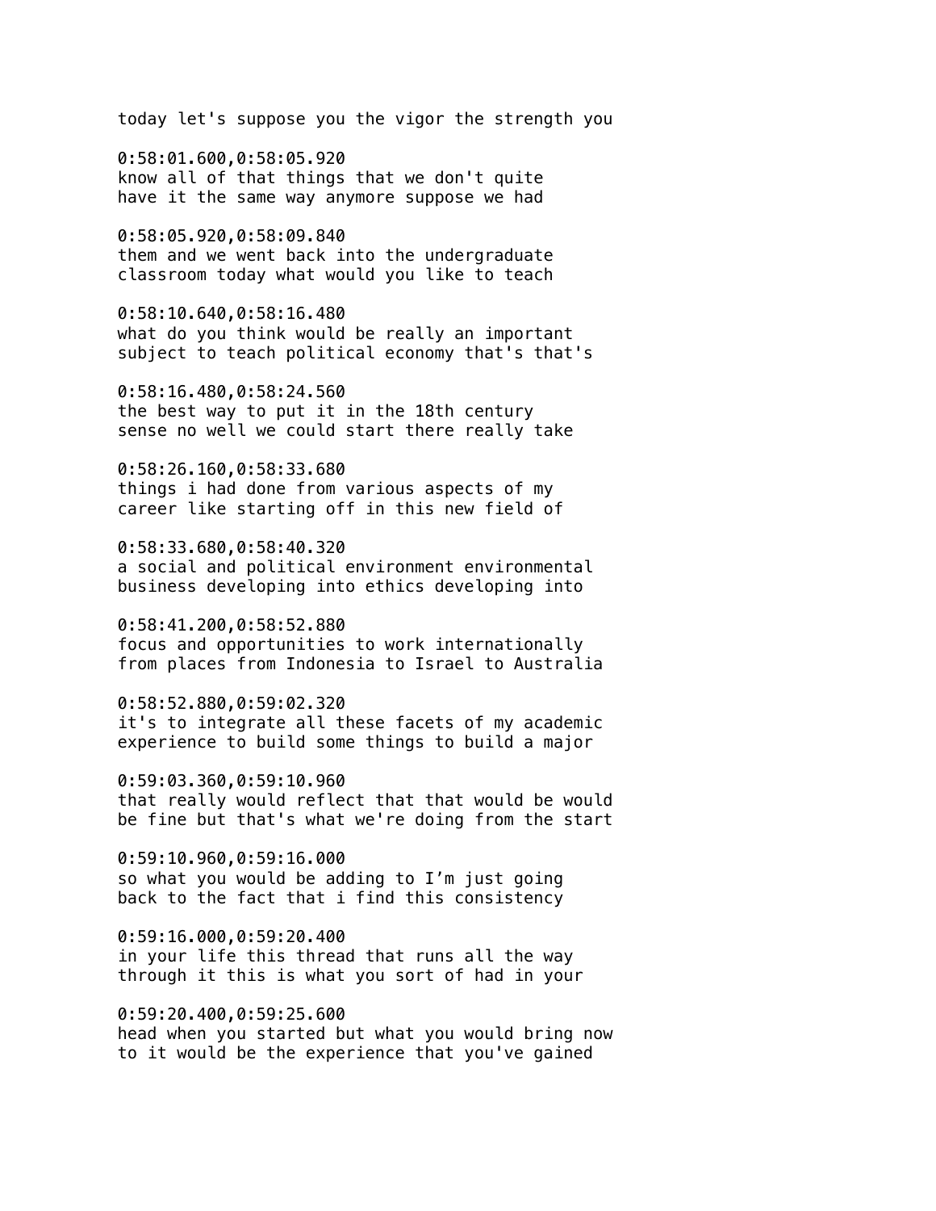today let's suppose you the vigor the strength you

0:58:01.600,0:58:05.920
know all of that things that we don't quite
have it the same way anymore suppose we had

0:58:05.920,0:58:09.840
them and we went back into the undergraduate
classroom today what would you like to teach

0:58:10.640,0:58:16.480
what do you think would be really an important
subject to teach political economy that's that's

0:58:16.480,0:58:24.560
the best way to put it in the 18th century
sense no well we could start there really take

0:58:26.160,0:58:33.680
things i had done from various aspects of my
career like starting off in this new field of

0:58:33.680,0:58:40.320
a social and political environment environmental
business developing into ethics developing into

0:58:41.200,0:58:52.880
focus and opportunities to work internationally
from places from Indonesia to Israel to Australia

0:58:52.880,0:59:02.320
it's to integrate all these facets of my academic
experience to build some things to build a major

0:59:03.360,0:59:10.960
that really would reflect that that would be would
be fine but that's what we're doing from the start

0:59:10.960,0:59:16.000
so what you would be adding to I'm just going
back to the fact that i find this consistency

0:59:16.000,0:59:20.400
in your life this thread that runs all the way
through it this is what you sort of had in your

0:59:20.400,0:59:25.600
head when you started but what you would bring now
to it would be the experience that you've gained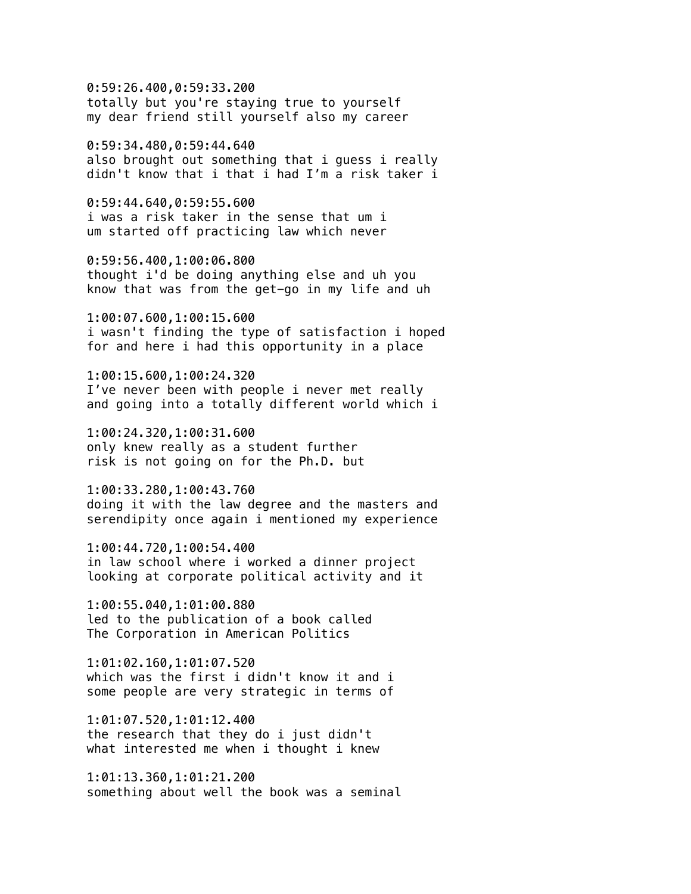0:59:26.400,0:59:33.200
totally but you're staying true to yourself
my dear friend still yourself also my career

0:59:34.480,0:59:44.640
also brought out something that i guess i really
didn't know that i that i had I'm a risk taker i

0:59:44.640,0:59:55.600
i was a risk taker in the sense that um i
um started off practicing law which never

0:59:56.400,1:00:06.800
thought i'd be doing anything else and uh you
know that was from the get-go in my life and uh

1:00:07.600,1:00:15.600
i wasn't finding the type of satisfaction i hoped
for and here i had this opportunity in a place

1:00:15.600,1:00:24.320
I've never been with people i never met really
and going into a totally different world which i

1:00:24.320,1:00:31.600
only knew really as a student further
risk is not going on for the Ph.D. but

1:00:33.280,1:00:43.760
doing it with the law degree and the masters and
serendipity once again i mentioned my experience

1:00:44.720,1:00:54.400
in law school where i worked a dinner project
looking at corporate political activity and it

1:00:55.040,1:01:00.880
led to the publication of a book called
The Corporation in American Politics

1:01:02.160,1:01:07.520
which was the first i didn't know it and i
some people are very strategic in terms of

1:01:07.520,1:01:12.400
the research that they do i just didn't
what interested me when i thought i knew

1:01:13.360,1:01:21.200
something about well the book was a seminal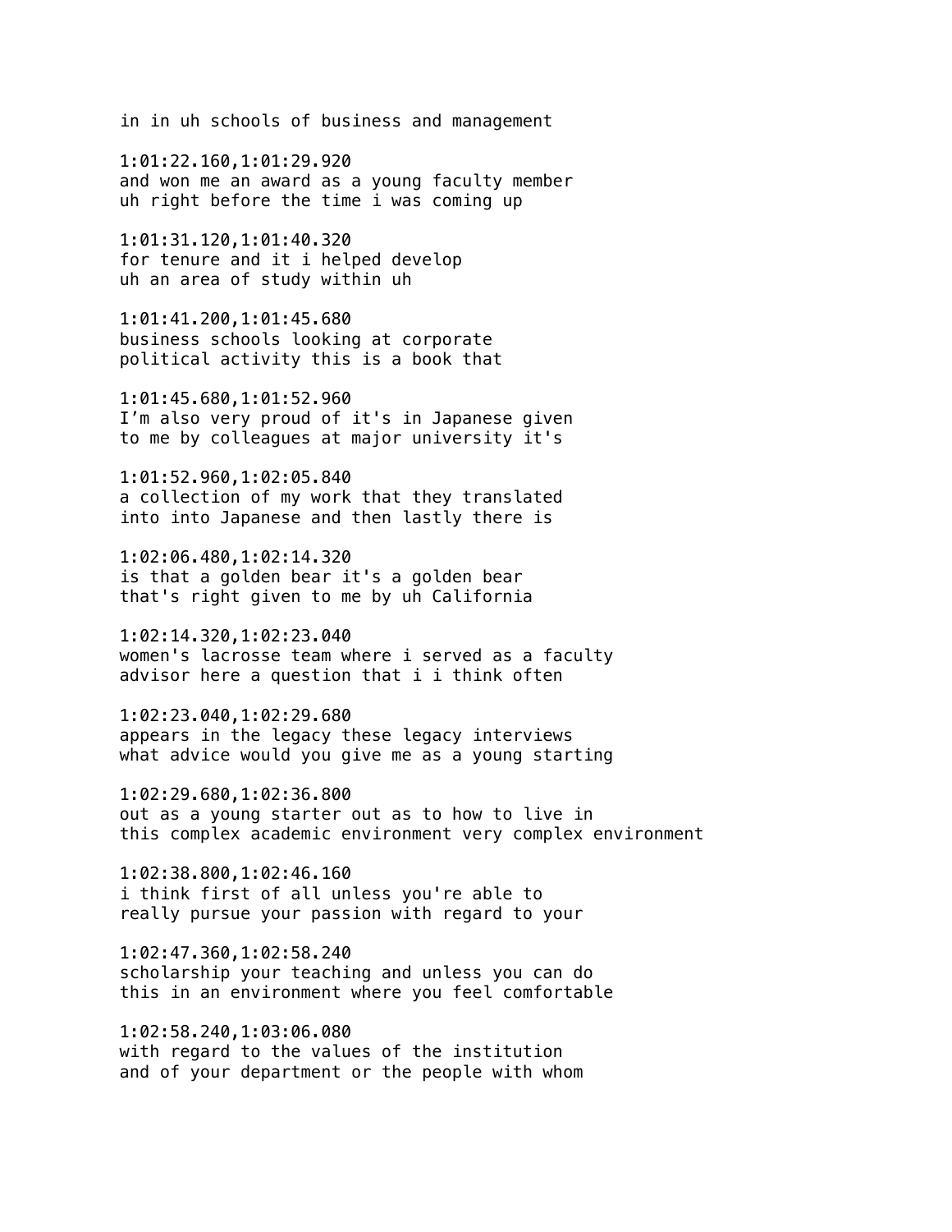in in uh schools of business and management

1:01:22.160,1:01:29.920
and won me an award as a young faculty member
uh right before the time i was coming up

1:01:31.120,1:01:40.320
for tenure and it i helped develop
uh an area of study within uh

1:01:41.200,1:01:45.680
business schools looking at corporate
political activity this is a book that

1:01:45.680,1:01:52.960
I'm also very proud of it's in Japanese given
to me by colleagues at major university it's

1:01:52.960,1:02:05.840
a collection of my work that they translated
into into Japanese and then lastly there is

1:02:06.480,1:02:14.320
is that a golden bear it's a golden bear
that's right given to me by uh California

1:02:14.320,1:02:23.040
women's lacrosse team where i served as a faculty
advisor here a question that i i think often

1:02:23.040,1:02:29.680
appears in the legacy these legacy interviews
what advice would you give me as a young starting

1:02:29.680,1:02:36.800
out as a young starter out as to how to live in
this complex academic environment very complex environment

1:02:38.800,1:02:46.160
i think first of all unless you're able to
really pursue your passion with regard to your

1:02:47.360,1:02:58.240
scholarship your teaching and unless you can do
this in an environment where you feel comfortable

1:02:58.240,1:03:06.080
with regard to the values of the institution
and of your department or the people with whom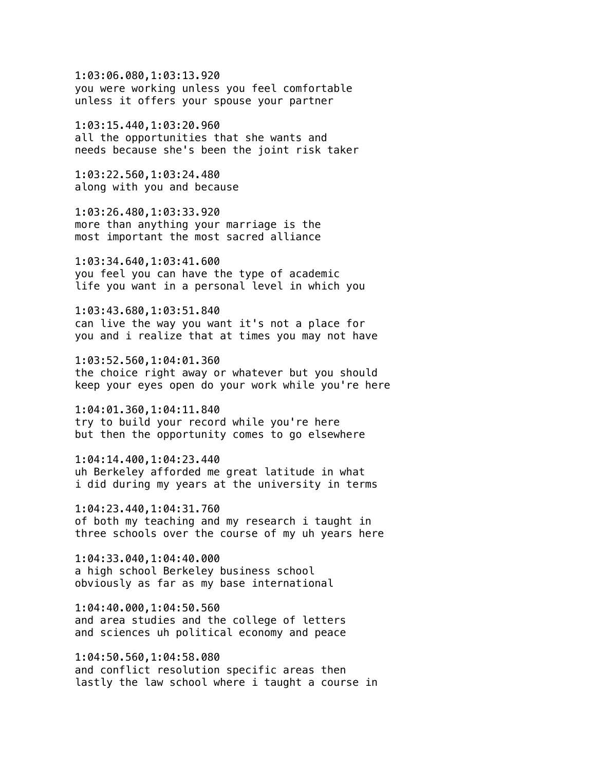1:03:06.080,1:03:13.920
you were working unless you feel comfortable
unless it offers your spouse your partner

1:03:15.440,1:03:20.960
all the opportunities that she wants and
needs because she's been the joint risk taker

1:03:22.560,1:03:24.480
along with you and because

1:03:26.480,1:03:33.920
more than anything your marriage is the
most important the most sacred alliance

1:03:34.640,1:03:41.600
you feel you can have the type of academic
life you want in a personal level in which you

1:03:43.680,1:03:51.840
can live the way you want it's not a place for
you and i realize that at times you may not have

1:03:52.560,1:04:01.360
the choice right away or whatever but you should
keep your eyes open do your work while you're here

1:04:01.360,1:04:11.840
try to build your record while you're here
but then the opportunity comes to go elsewhere

1:04:14.400,1:04:23.440
uh Berkeley afforded me great latitude in what
i did during my years at the university in terms

1:04:23.440,1:04:31.760
of both my teaching and my research i taught in
three schools over the course of my uh years here

1:04:33.040,1:04:40.000
a high school Berkeley business school
obviously as far as my base international

1:04:40.000,1:04:50.560
and area studies and the college of letters
and sciences uh political economy and peace

1:04:50.560,1:04:58.080
and conflict resolution specific areas then
lastly the law school where i taught a course in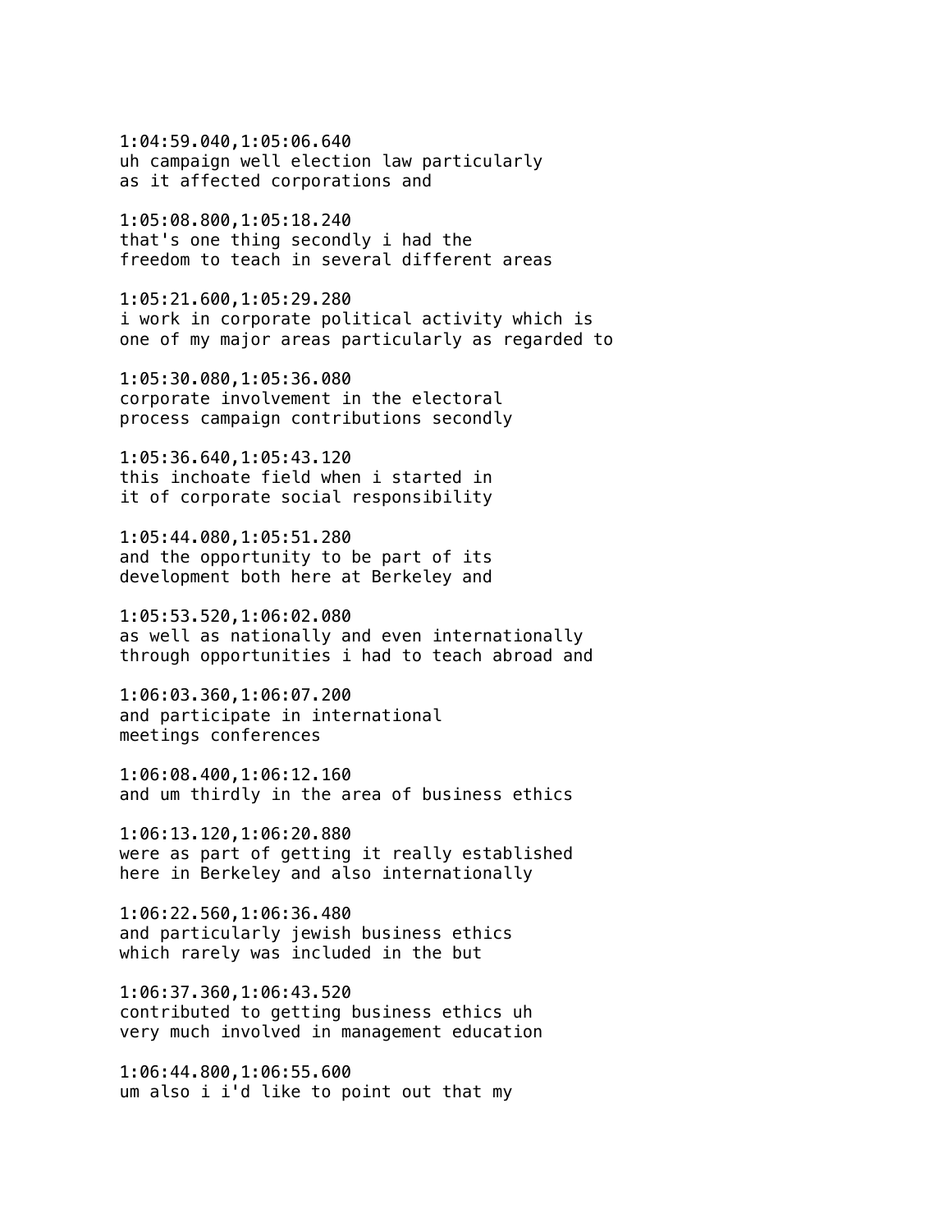1:04:59.040,1:05:06.640
uh campaign well election law particularly
as it affected corporations and

1:05:08.800,1:05:18.240
that's one thing secondly i had the
freedom to teach in several different areas

1:05:21.600,1:05:29.280
i work in corporate political activity which is
one of my major areas particularly as regarded to

1:05:30.080,1:05:36.080
corporate involvement in the electoral
process campaign contributions secondly

1:05:36.640,1:05:43.120
this inchoate field when i started in
it of corporate social responsibility

1:05:44.080,1:05:51.280
and the opportunity to be part of its
development both here at Berkeley and

1:05:53.520,1:06:02.080
as well as nationally and even internationally
through opportunities i had to teach abroad and

1:06:03.360,1:06:07.200
and participate in international
meetings conferences

1:06:08.400,1:06:12.160
and um thirdly in the area of business ethics

1:06:13.120,1:06:20.880
were as part of getting it really established
here in Berkeley and also internationally

1:06:22.560,1:06:36.480
and particularly jewish business ethics
which rarely was included in the but

1:06:37.360,1:06:43.520
contributed to getting business ethics uh
very much involved in management education

1:06:44.800,1:06:55.600
um also i i'd like to point out that my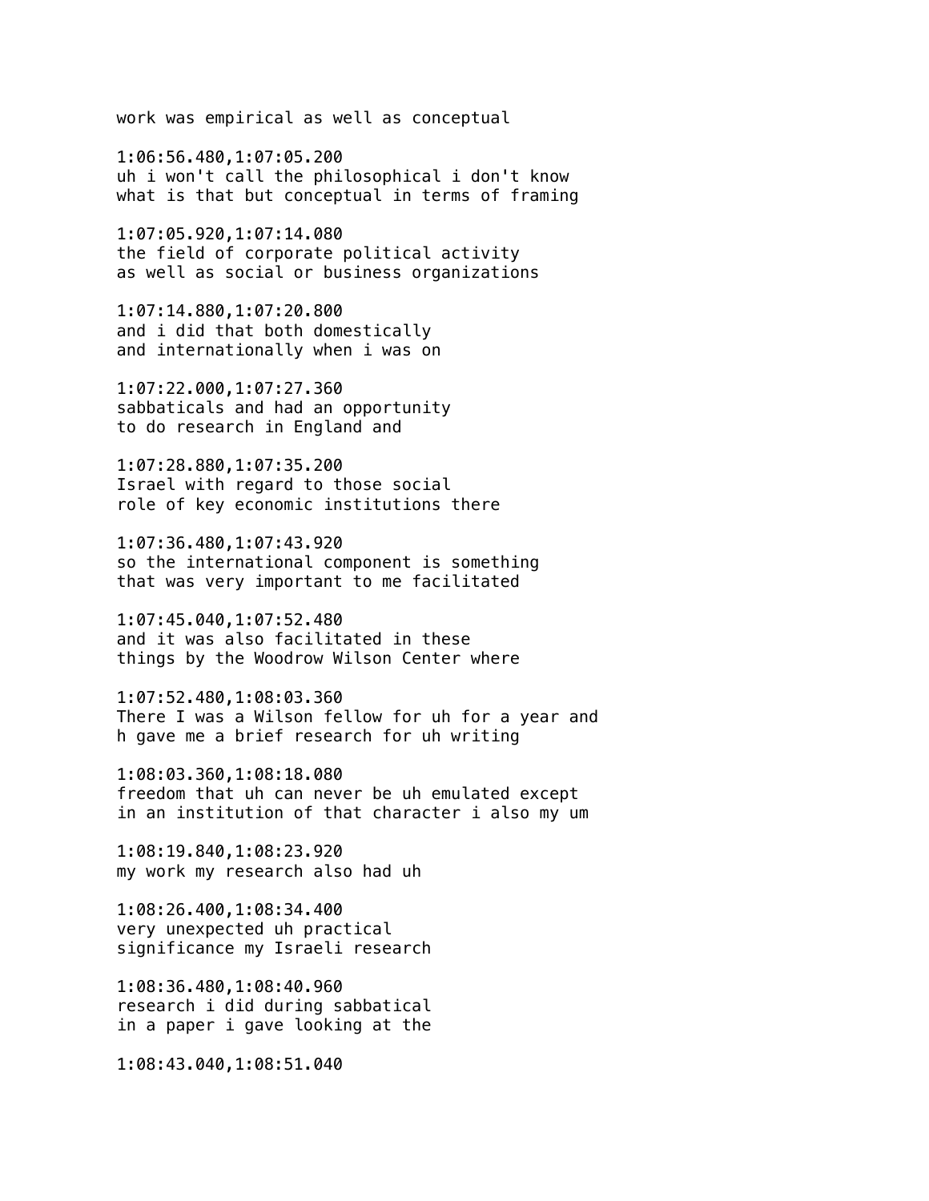work was empirical as well as conceptual

1:06:56.480,1:07:05.200
uh i won't call the philosophical i don't know
what is that but conceptual in terms of framing

1:07:05.920,1:07:14.080
the field of corporate political activity
as well as social or business organizations

1:07:14.880,1:07:20.800
and i did that both domestically
and internationally when i was on

1:07:22.000,1:07:27.360
sabbaticals and had an opportunity
to do research in England and

1:07:28.880,1:07:35.200
Israel with regard to those social
role of key economic institutions there

1:07:36.480,1:07:43.920
so the international component is something
that was very important to me facilitated

1:07:45.040,1:07:52.480
and it was also facilitated in these
things by the Woodrow Wilson Center where

1:07:52.480,1:08:03.360
There I was a Wilson fellow for uh for a year and
h gave me a brief research for uh writing

1:08:03.360,1:08:18.080
freedom that uh can never be uh emulated except
in an institution of that character i also my um

1:08:19.840,1:08:23.920
my work my research also had uh

1:08:26.400,1:08:34.400
very unexpected uh practical
significance my Israeli research

1:08:36.480,1:08:40.960
research i did during sabbatical
in a paper i gave looking at the

1:08:43.040,1:08:51.040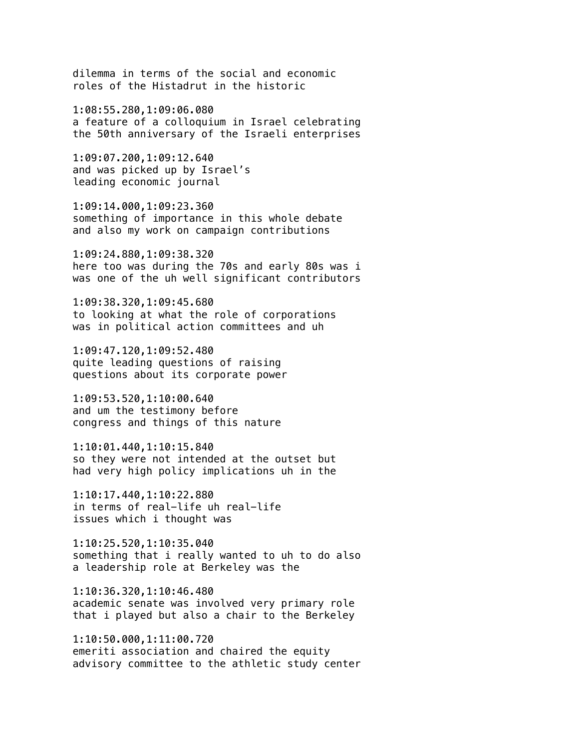dilemma in terms of the social and economic
roles of the Histadrut in the historic

1:08:55.280,1:09:06.080
a feature of a colloquium in Israel celebrating
the 50th anniversary of the Israeli enterprises

1:09:07.200,1:09:12.640
and was picked up by Israel's
leading economic journal

1:09:14.000,1:09:23.360
something of importance in this whole debate
and also my work on campaign contributions

1:09:24.880,1:09:38.320
here too was during the 70s and early 80s was i
was one of the uh well significant contributors

1:09:38.320,1:09:45.680
to looking at what the role of corporations
was in political action committees and uh

1:09:47.120,1:09:52.480
quite leading questions of raising
questions about its corporate power

1:09:53.520,1:10:00.640
and um the testimony before
congress and things of this nature

1:10:01.440,1:10:15.840
so they were not intended at the outset but
had very high policy implications uh in the

1:10:17.440,1:10:22.880
in terms of real-life uh real-life
issues which i thought was

1:10:25.520,1:10:35.040
something that i really wanted to uh to do also
a leadership role at Berkeley was the

1:10:36.320,1:10:46.480
academic senate was involved very primary role
that i played but also a chair to the Berkeley

1:10:50.000,1:11:00.720
emeriti association and chaired the equity
advisory committee to the athletic study center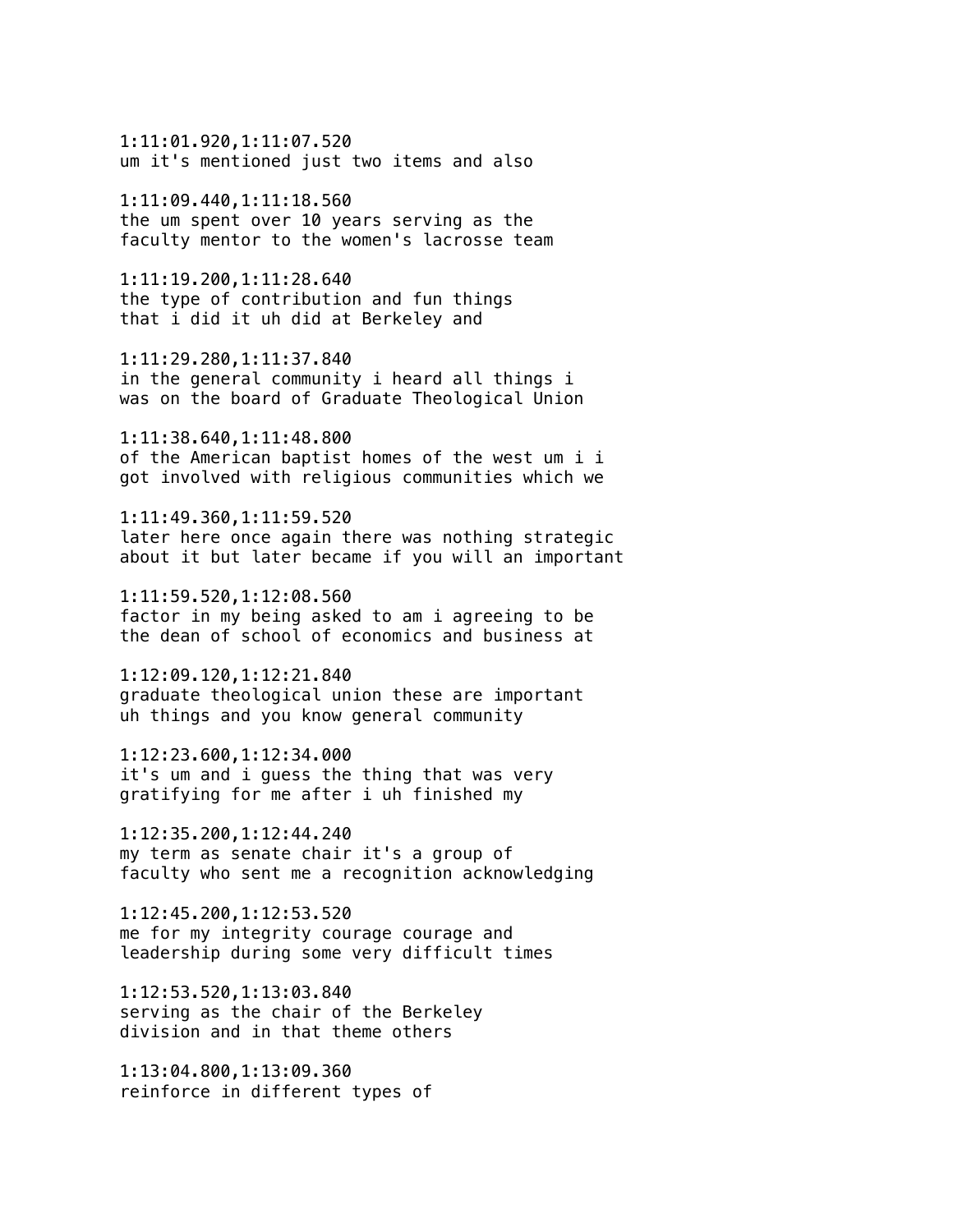1:11:01.920,1:11:07.520
um it's mentioned just two items and also

1:11:09.440,1:11:18.560
the um spent over 10 years serving as the
faculty mentor to the women's lacrosse team

1:11:19.200,1:11:28.640
the type of contribution and fun things
that i did it uh did at Berkeley and

1:11:29.280,1:11:37.840
in the general community i heard all things i
was on the board of Graduate Theological Union

1:11:38.640,1:11:48.800
of the American baptist homes of the west um i i
got involved with religious communities which we

1:11:49.360,1:11:59.520
later here once again there was nothing strategic
about it but later became if you will an important

1:11:59.520,1:12:08.560
factor in my being asked to am i agreeing to be
the dean of school of economics and business at

1:12:09.120,1:12:21.840
graduate theological union these are important
uh things and you know general community

1:12:23.600,1:12:34.000
it's um and i guess the thing that was very
gratifying for me after i uh finished my

1:12:35.200,1:12:44.240
my term as senate chair it's a group of
faculty who sent me a recognition acknowledging

1:12:45.200,1:12:53.520
me for my integrity courage courage and
leadership during some very difficult times

1:12:53.520,1:13:03.840
serving as the chair of the Berkeley
division and in that theme others

1:13:04.800,1:13:09.360
reinforce in different types of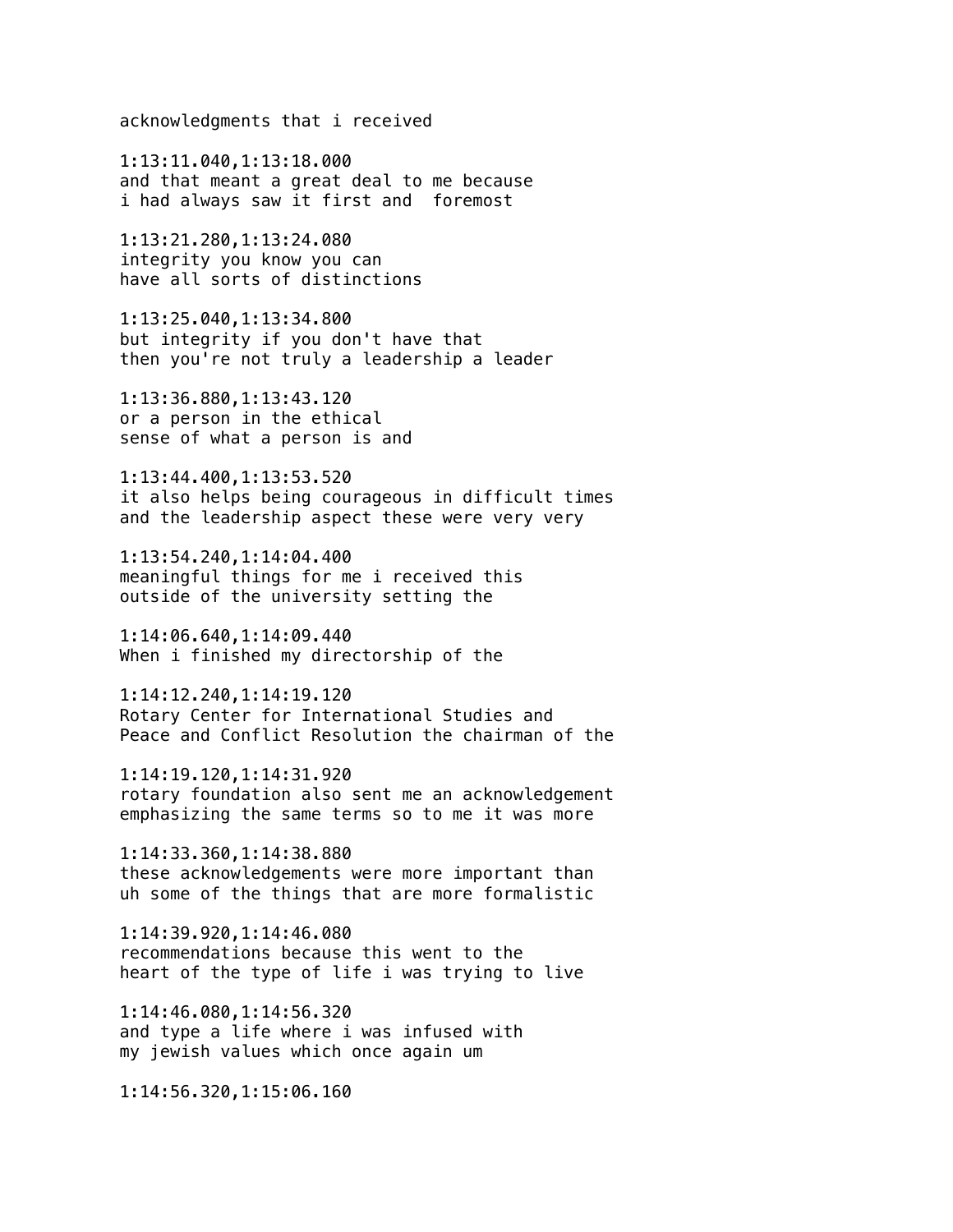acknowledgments that i received

1:13:11.040,1:13:18.000
and that meant a great deal to me because
i had always saw it first and  foremost

1:13:21.280,1:13:24.080
integrity you know you can
have all sorts of distinctions

1:13:25.040,1:13:34.800
but integrity if you don't have that
then you're not truly a leadership a leader

1:13:36.880,1:13:43.120
or a person in the ethical
sense of what a person is and

1:13:44.400,1:13:53.520
it also helps being courageous in difficult times
and the leadership aspect these were very very

1:13:54.240,1:14:04.400
meaningful things for me i received this
outside of the university setting the

1:14:06.640,1:14:09.440
When i finished my directorship of the

1:14:12.240,1:14:19.120
Rotary Center for International Studies and
Peace and Conflict Resolution the chairman of the

1:14:19.120,1:14:31.920
rotary foundation also sent me an acknowledgement
emphasizing the same terms so to me it was more

1:14:33.360,1:14:38.880
these acknowledgements were more important than
uh some of the things that are more formalistic

1:14:39.920,1:14:46.080
recommendations because this went to the
heart of the type of life i was trying to live

1:14:46.080,1:14:56.320
and type a life where i was infused with
my jewish values which once again um

1:14:56.320,1:15:06.160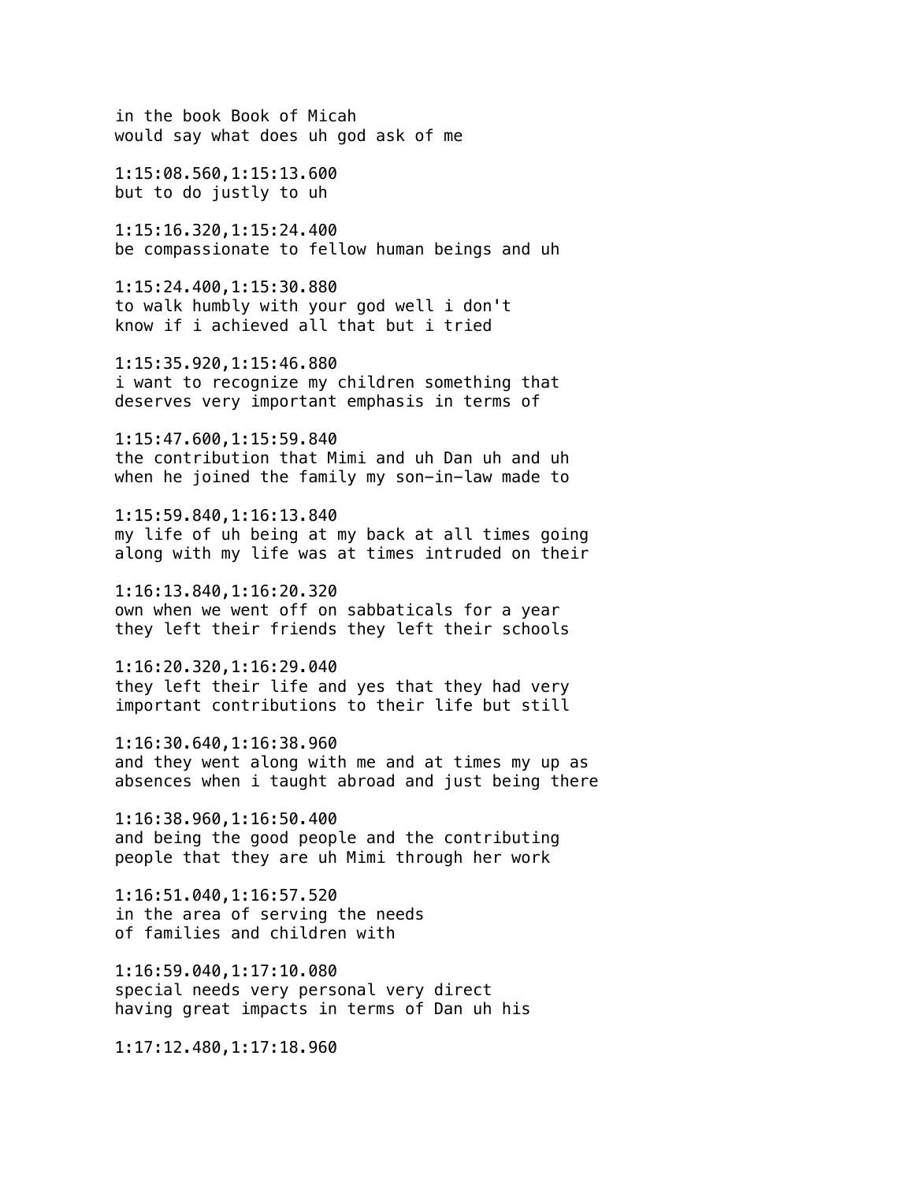in the book Book of Micah
would say what does uh god ask of me

1:15:08.560,1:15:13.600
but to do justly to uh

1:15:16.320,1:15:24.400
be compassionate to fellow human beings and uh

1:15:24.400,1:15:30.880
to walk humbly with your god well i don't
know if i achieved all that but i tried

1:15:35.920,1:15:46.880
i want to recognize my children something that
deserves very important emphasis in terms of

1:15:47.600,1:15:59.840
the contribution that Mimi and uh Dan uh and uh
when he joined the family my son-in-law made to

1:15:59.840,1:16:13.840
my life of uh being at my back at all times going
along with my life was at times intruded on their

1:16:13.840,1:16:20.320
own when we went off on sabbaticals for a year
they left their friends they left their schools

1:16:20.320,1:16:29.040
they left their life and yes that they had very
important contributions to their life but still

1:16:30.640,1:16:38.960
and they went along with me and at times my up as
absences when i taught abroad and just being there

1:16:38.960,1:16:50.400
and being the good people and the contributing
people that they are uh Mimi through her work

1:16:51.040,1:16:57.520
in the area of serving the needs
of families and children with

1:16:59.040,1:17:10.080
special needs very personal very direct
having great impacts in terms of Dan uh his

1:17:12.480,1:17:18.960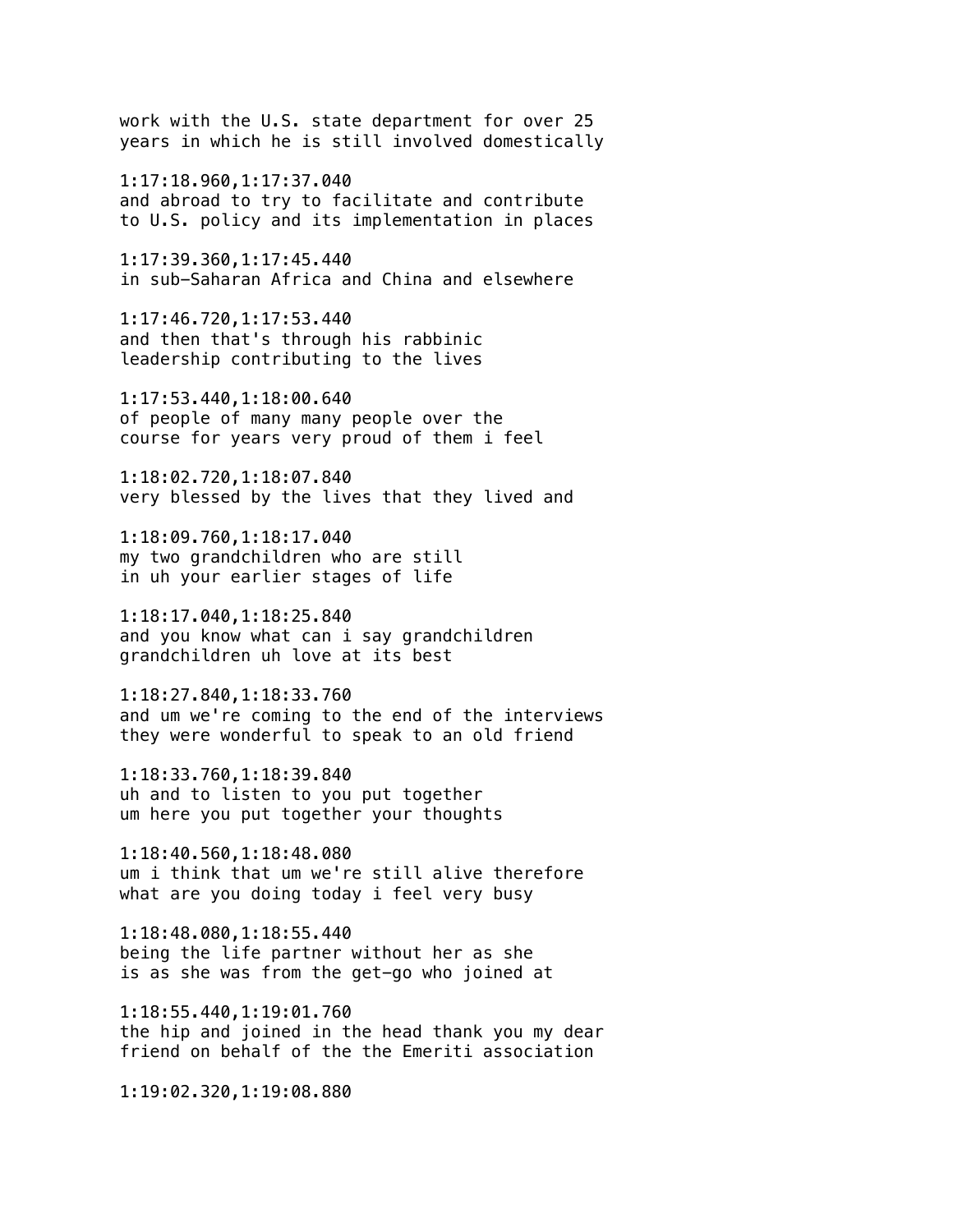work with the U.S. state department for over 25
years in which he is still involved domestically

1:17:18.960,1:17:37.040
and abroad to try to facilitate and contribute
to U.S. policy and its implementation in places

1:17:39.360,1:17:45.440
in sub-Saharan Africa and China and elsewhere

1:17:46.720,1:17:53.440
and then that's through his rabbinic
leadership contributing to the lives

1:17:53.440,1:18:00.640
of people of many many people over the
course for years very proud of them i feel

1:18:02.720,1:18:07.840
very blessed by the lives that they lived and

1:18:09.760,1:18:17.040
my two grandchildren who are still
in uh your earlier stages of life

1:18:17.040,1:18:25.840
and you know what can i say grandchildren
grandchildren uh love at its best

1:18:27.840,1:18:33.760
and um we're coming to the end of the interviews
they were wonderful to speak to an old friend

1:18:33.760,1:18:39.840
uh and to listen to you put together
um here you put together your thoughts

1:18:40.560,1:18:48.080
um i think that um we're still alive therefore
what are you doing today i feel very busy

1:18:48.080,1:18:55.440
being the life partner without her as she
is as she was from the get-go who joined at

1:18:55.440,1:19:01.760
the hip and joined in the head thank you my dear
friend on behalf of the the Emeriti association

1:19:02.320,1:19:08.880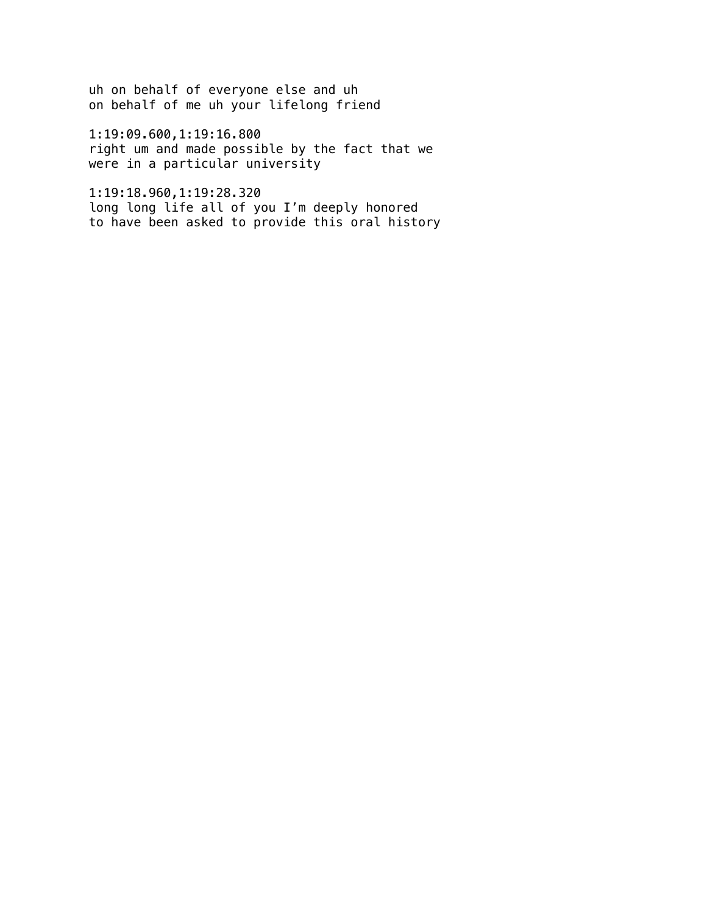uh on behalf of everyone else and uh
on behalf of me uh your lifelong friend

1:19:09.600,1:19:16.800
right um and made possible by the fact that we
were in a particular university

1:19:18.960,1:19:28.320
long long life all of you I’m deeply honored
to have been asked to provide this oral history